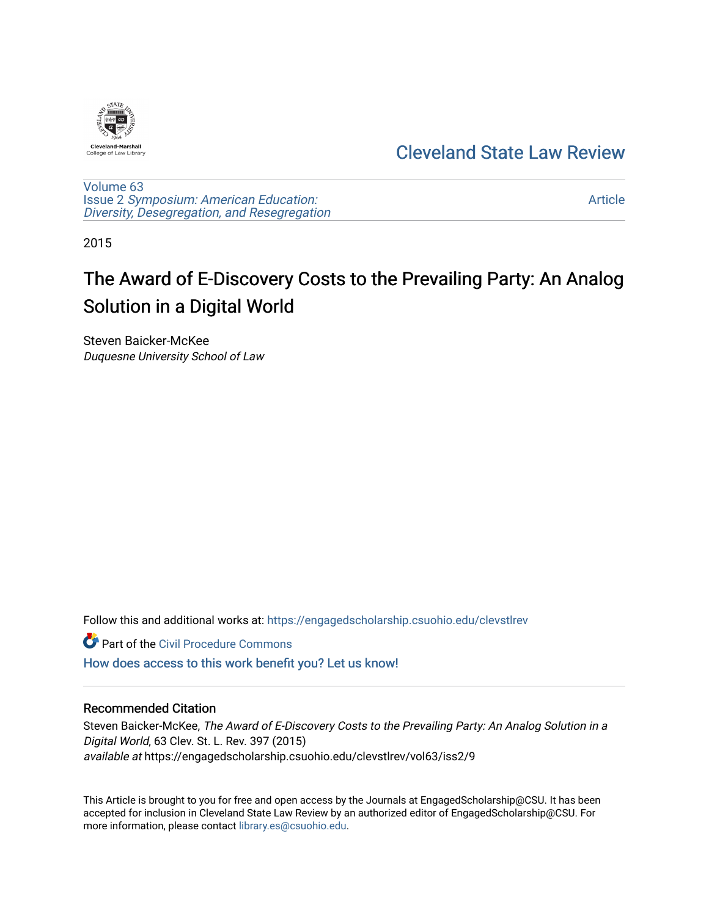Cleveland-Marshall College of Law Library

# Cleveland State Law Review

Volume 63
Issue 2 *Symposium: American Education: Diversity, Desegregation, and Resegregation*

Article

2015

# The Award of E-Discovery Costs to the Prevailing Party: An Analog Solution in a Digital World

Steven Baicker-McKee
*Duquesne University School of Law*

Follow this and additional works at: https://engagedscholarship.csuohio.edu/clevstlrev

Part of the Civil Procedure Commons

How does access to this work benefit you? Let us know!

## Recommended Citation

Steven Baicker-McKee, *The Award of E-Discovery Costs to the Prevailing Party: An Analog Solution in a Digital World*, 63 Clev. St. L. Rev. 397 (2015)
*available at* https://engagedscholarship.csuohio.edu/clevstlrev/vol63/iss2/9

This Article is brought to you for free and open access by the Journals at EngagedScholarship@CSU. It has been accepted for inclusion in Cleveland State Law Review by an authorized editor of EngagedScholarship@CSU. For more information, please contact library.es@csuohio.edu.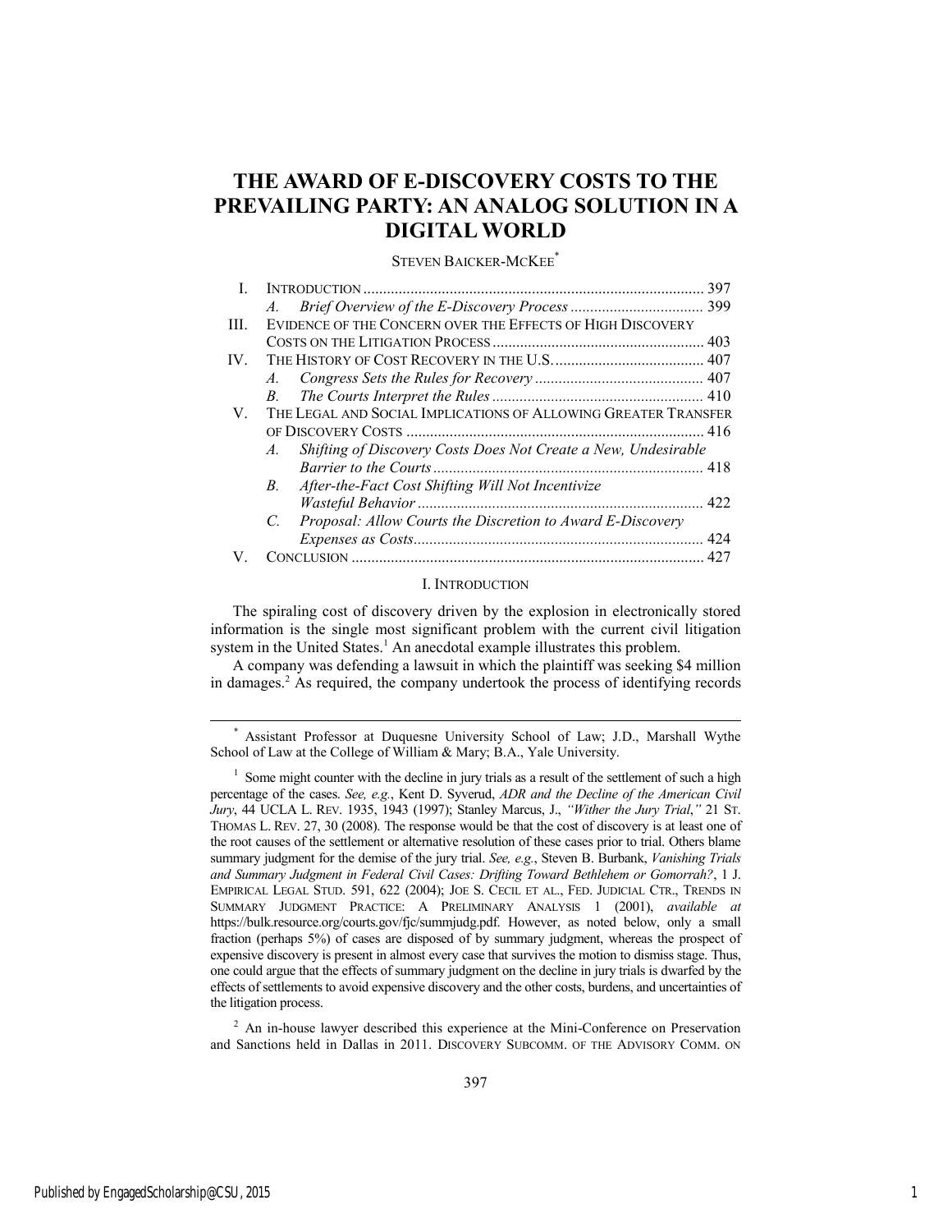# THE AWARD OF E-DISCOVERY COSTS TO THE PREVAILING PARTY: AN ANALOG SOLUTION IN A DIGITAL WORLD

STEVEN BAICKER-MCKEE*

| | | |
|---|---|---|
| I. | INTRODUCTION | 397 |
| | *A. Brief Overview of the E-Discovery Process* | 399 |
| III. | EVIDENCE OF THE CONCERN OVER THE EFFECTS OF HIGH DISCOVERY COSTS ON THE LITIGATION PROCESS | 403 |
| IV. | THE HISTORY OF COST RECOVERY IN THE U.S. | 407 |
| | *A. Congress Sets the Rules for Recovery* | 407 |
| | *B. The Courts Interpret the Rules* | 410 |
| V. | THE LEGAL AND SOCIAL IMPLICATIONS OF ALLOWING GREATER TRANSFER OF DISCOVERY COSTS | 416 |
| | *A. Shifting of Discovery Costs Does Not Create a New, Undesirable Barrier to the Courts* | 418 |
| | *B. After-the-Fact Cost Shifting Will Not Incentivize Wasteful Behavior* | 422 |
| | *C. Proposal: Allow Courts the Discretion to Award E-Discovery Expenses as Costs* | 424 |
| V. | CONCLUSION | 427 |

## I. INTRODUCTION

The spiraling cost of discovery driven by the explosion in electronically stored information is the single most significant problem with the current civil litigation system in the United States.[1] An anecdotal example illustrates this problem.

A company was defending a lawsuit in which the plaintiff was seeking $4 million in damages.[2] As required, the company undertook the process of identifying records

---

\* Assistant Professor at Duquesne University School of Law; J.D., Marshall Wythe School of Law at the College of William & Mary; B.A., Yale University.

[1] Some might counter with the decline in jury trials as a result of the settlement of such a high percentage of the cases. *See, e.g.*, Kent D. Syverud, *ADR and the Decline of the American Civil Jury*, 44 UCLA L. REV. 1935, 1943 (1997); Stanley Marcus, J., *"Wither the Jury Trial,"* 21 ST. THOMAS L. REV. 27, 30 (2008). The response would be that the cost of discovery is at least one of the root causes of the settlement or alternative resolution of these cases prior to trial. Others blame summary judgment for the demise of the jury trial. *See, e.g.*, Steven B. Burbank, *Vanishing Trials and Summary Judgment in Federal Civil Cases: Drifting Toward Bethlehem or Gomorrah?*, 1 J. EMPIRICAL LEGAL STUD. 591, 622 (2004); JOE S. CECIL ET AL., FED. JUDICIAL CTR., TRENDS IN SUMMARY JUDGMENT PRACTICE: A PRELIMINARY ANALYSIS 1 (2001), *available at* https://bulk.resource.org/courts.gov/fjc/summjudg.pdf. However, as noted below, only a small fraction (perhaps 5%) of cases are disposed of by summary judgment, whereas the prospect of expensive discovery is present in almost every case that survives the motion to dismiss stage. Thus, one could argue that the effects of summary judgment on the decline in jury trials is dwarfed by the effects of settlements to avoid expensive discovery and the other costs, burdens, and uncertainties of the litigation process.

[2] An in-house lawyer described this experience at the Mini-Conference on Preservation and Sanctions held in Dallas in 2011. DISCOVERY SUBCOMM. OF THE ADVISORY COMM. ON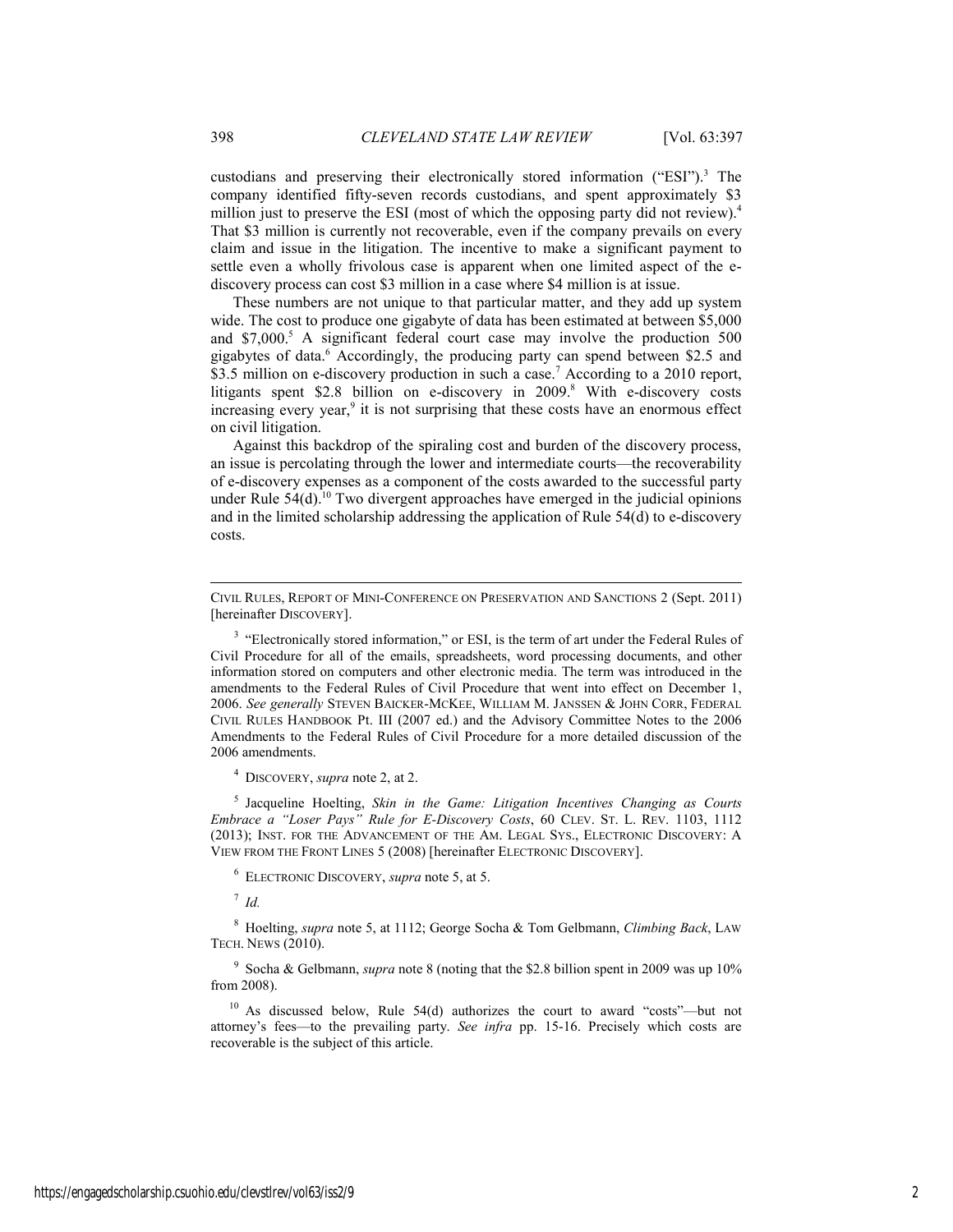custodians and preserving their electronically stored information ("ESI").[3] The company identified fifty-seven records custodians, and spent approximately $3 million just to preserve the ESI (most of which the opposing party did not review).[4] That $3 million is currently not recoverable, even if the company prevails on every claim and issue in the litigation. The incentive to make a significant payment to settle even a wholly frivolous case is apparent when one limited aspect of the e-discovery process can cost $3 million in a case where $4 million is at issue.

These numbers are not unique to that particular matter, and they add up system wide. The cost to produce one gigabyte of data has been estimated at between $5,000 and $7,000.[5] A significant federal court case may involve the production 500 gigabytes of data.[6] Accordingly, the producing party can spend between $2.5 and $3.5 million on e-discovery production in such a case.[7] According to a 2010 report, litigants spent $2.8 billion on e-discovery in 2009.[8] With e-discovery costs increasing every year,[9] it is not surprising that these costs have an enormous effect on civil litigation.

Against this backdrop of the spiraling cost and burden of the discovery process, an issue is percolating through the lower and intermediate courts—the recoverability of e-discovery expenses as a component of the costs awarded to the successful party under Rule 54(d).[10] Two divergent approaches have emerged in the judicial opinions and in the limited scholarship addressing the application of Rule 54(d) to e-discovery costs.

---

CIVIL RULES, REPORT OF MINI-CONFERENCE ON PRESERVATION AND SANCTIONS 2 (Sept. 2011) [hereinafter DISCOVERY].

[3] "Electronically stored information," or ESI, is the term of art under the Federal Rules of Civil Procedure for all of the emails, spreadsheets, word processing documents, and other information stored on computers and other electronic media. The term was introduced in the amendments to the Federal Rules of Civil Procedure that went into effect on December 1, 2006. *See generally* STEVEN BAICKER-MCKEE, WILLIAM M. JANSSEN & JOHN CORR, FEDERAL CIVIL RULES HANDBOOK Pt. III (2007 ed.) and the Advisory Committee Notes to the 2006 Amendments to the Federal Rules of Civil Procedure for a more detailed discussion of the 2006 amendments.

[4] DISCOVERY, *supra* note 2, at 2.

[5] Jacqueline Hoelting, *Skin in the Game: Litigation Incentives Changing as Courts Embrace a "Loser Pays" Rule for E-Discovery Costs*, 60 CLEV. ST. L. REV. 1103, 1112 (2013); INST. FOR THE ADVANCEMENT OF THE AM. LEGAL SYS., ELECTRONIC DISCOVERY: A VIEW FROM THE FRONT LINES 5 (2008) [hereinafter ELECTRONIC DISCOVERY].

[6] ELECTRONIC DISCOVERY, *supra* note 5, at 5.

[7] *Id.*

[8] Hoelting, *supra* note 5, at 1112; George Socha & Tom Gelbmann, *Climbing Back*, LAW TECH. NEWS (2010).

[9] Socha & Gelbmann, *supra* note 8 (noting that the $2.8 billion spent in 2009 was up 10% from 2008).

[10] As discussed below, Rule 54(d) authorizes the court to award "costs"—but not attorney's fees—to the prevailing party. *See infra* pp. 15-16. Precisely which costs are recoverable is the subject of this article.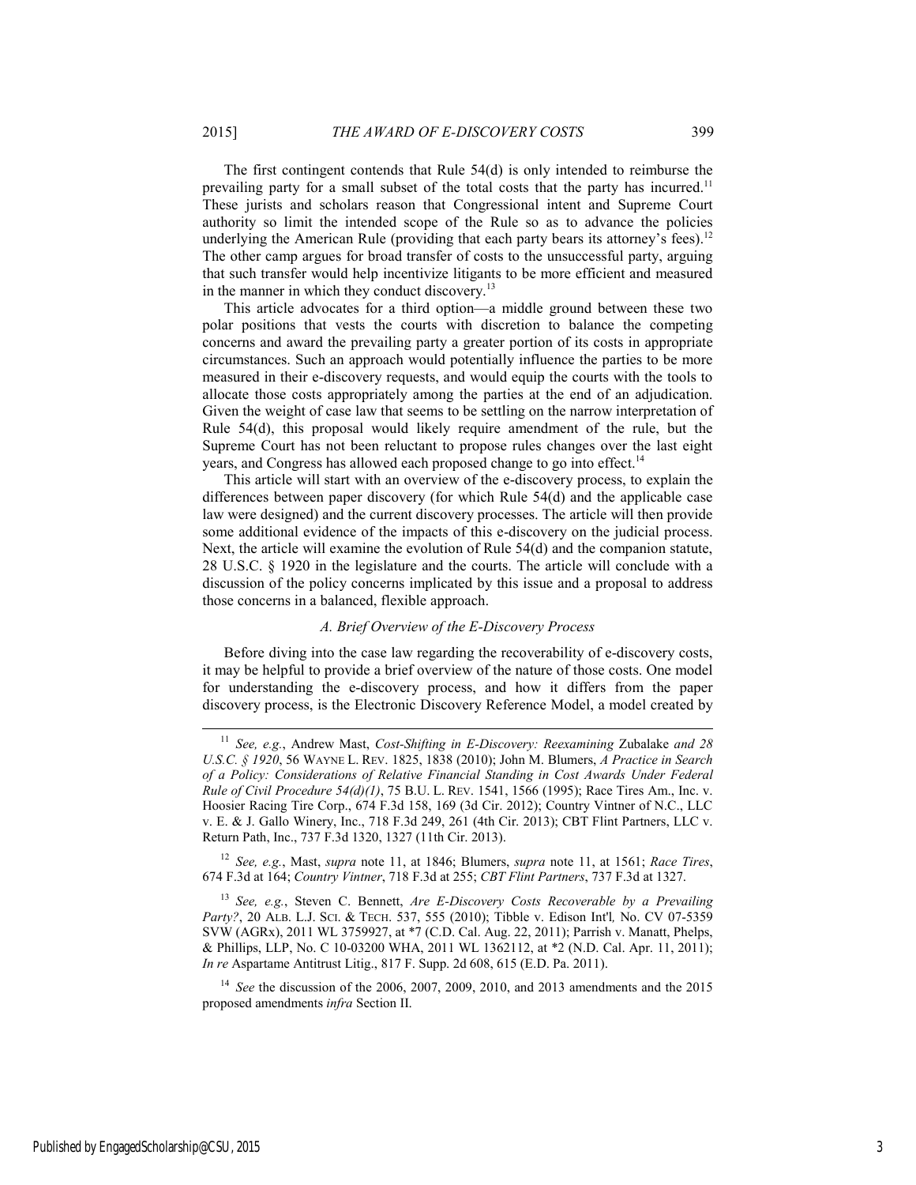The first contingent contends that Rule 54(d) is only intended to reimburse the prevailing party for a small subset of the total costs that the party has incurred.[11] These jurists and scholars reason that Congressional intent and Supreme Court authority so limit the intended scope of the Rule so as to advance the policies underlying the American Rule (providing that each party bears its attorney's fees).[12] The other camp argues for broad transfer of costs to the unsuccessful party, arguing that such transfer would help incentivize litigants to be more efficient and measured in the manner in which they conduct discovery.[13]

This article advocates for a third option—a middle ground between these two polar positions that vests the courts with discretion to balance the competing concerns and award the prevailing party a greater portion of its costs in appropriate circumstances. Such an approach would potentially influence the parties to be more measured in their e-discovery requests, and would equip the courts with the tools to allocate those costs appropriately among the parties at the end of an adjudication. Given the weight of case law that seems to be settling on the narrow interpretation of Rule 54(d), this proposal would likely require amendment of the rule, but the Supreme Court has not been reluctant to propose rules changes over the last eight years, and Congress has allowed each proposed change to go into effect.[14]

This article will start with an overview of the e-discovery process, to explain the differences between paper discovery (for which Rule 54(d) and the applicable case law were designed) and the current discovery processes. The article will then provide some additional evidence of the impacts of this e-discovery on the judicial process. Next, the article will examine the evolution of Rule 54(d) and the companion statute, 28 U.S.C. § 1920 in the legislature and the courts. The article will conclude with a discussion of the policy concerns implicated by this issue and a proposal to address those concerns in a balanced, flexible approach.

### *A. Brief Overview of the E-Discovery Process*

Before diving into the case law regarding the recoverability of e-discovery costs, it may be helpful to provide a brief overview of the nature of those costs. One model for understanding the e-discovery process, and how it differs from the paper discovery process, is the Electronic Discovery Reference Model, a model created by

---

[11] *See, e.g.*, Andrew Mast, *Cost-Shifting in E-Discovery: Reexamining* Zubalake *and 28 U.S.C. § 1920*, 56 WAYNE L. REV. 1825, 1838 (2010); John M. Blumers, *A Practice in Search of a Policy: Considerations of Relative Financial Standing in Cost Awards Under Federal Rule of Civil Procedure 54(d)(1)*, 75 B.U. L. REV. 1541, 1566 (1995); Race Tires Am., Inc. v. Hoosier Racing Tire Corp., 674 F.3d 158, 169 (3d Cir. 2012); Country Vintner of N.C., LLC v. E. & J. Gallo Winery, Inc., 718 F.3d 249, 261 (4th Cir. 2013); CBT Flint Partners, LLC v. Return Path, Inc., 737 F.3d 1320, 1327 (11th Cir. 2013).

[12] *See, e.g.*, Mast, *supra* note 11, at 1846; Blumers, *supra* note 11, at 1561; *Race Tires*, 674 F.3d at 164; *Country Vintner*, 718 F.3d at 255; *CBT Flint Partners*, 737 F.3d at 1327.

[13] *See, e.g.*, Steven C. Bennett, *Are E-Discovery Costs Recoverable by a Prevailing Party?*, 20 ALB. L.J. SCI. & TECH. 537, 555 (2010); Tibble v. Edison Int'l*,* No. CV 07-5359 SVW (AGRx), 2011 WL 3759927, at *7 (C.D. Cal. Aug. 22, 2011); Parrish v. Manatt, Phelps, & Phillips, LLP, No. C 10-03200 WHA, 2011 WL 1362112, at *2 (N.D. Cal. Apr. 11, 2011); *In re* Aspartame Antitrust Litig., 817 F. Supp. 2d 608, 615 (E.D. Pa. 2011).

[14] *See* the discussion of the 2006, 2007, 2009, 2010, and 2013 amendments and the 2015 proposed amendments *infra* Section II.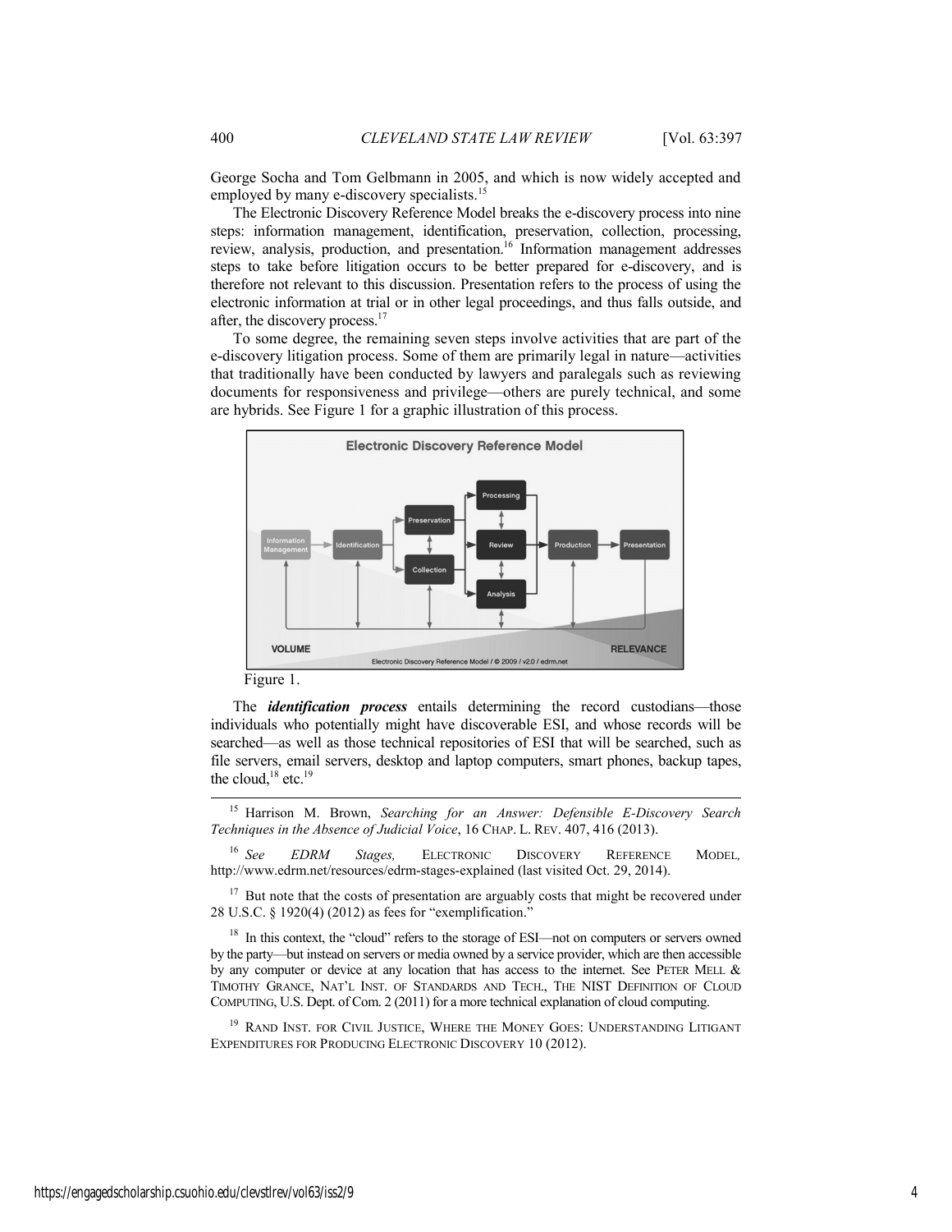George Socha and Tom Gelbmann in 2005, and which is now widely accepted and employed by many e-discovery specialists.[15]

The Electronic Discovery Reference Model breaks the e-discovery process into nine steps: information management, identification, preservation, collection, processing, review, analysis, production, and presentation.[16] Information management addresses steps to take before litigation occurs to be better prepared for e-discovery, and is therefore not relevant to this discussion. Presentation refers to the process of using the electronic information at trial or in other legal proceedings, and thus falls outside, and after, the discovery process.[17]

To some degree, the remaining seven steps involve activities that are part of the e-discovery litigation process. Some of them are primarily legal in nature—activities that traditionally have been conducted by lawyers and paralegals such as reviewing documents for responsiveness and privilege—others are purely technical, and some are hybrids. See Figure 1 for a graphic illustration of this process.

Figure 1.

The ***identification process*** entails determining the record custodians—those individuals who potentially might have discoverable ESI, and whose records will be searched—as well as those technical repositories of ESI that will be searched, such as file servers, email servers, desktop and laptop computers, smart phones, backup tapes, the cloud,[18] etc.[19]

---

[15] Harrison M. Brown, *Searching for an Answer: Defensible E-Discovery Search Techniques in the Absence of Judicial Voice*, 16 CHAP. L. REV. 407, 416 (2013).

[16] *See EDRM Stages,* ELECTRONIC DISCOVERY REFERENCE MODEL, http://www.edrm.net/resources/edrm-stages-explained (last visited Oct. 29, 2014).

[17] But note that the costs of presentation are arguably costs that might be recovered under 28 U.S.C. § 1920(4) (2012) as fees for "exemplification."

[18] In this context, the "cloud" refers to the storage of ESI—not on computers or servers owned by the party—but instead on servers or media owned by a service provider, which are then accessible by any computer or device at any location that has access to the internet. See PETER MELL & TIMOTHY GRANCE, NAT'L INST. OF STANDARDS AND TECH., THE NIST DEFINITION OF CLOUD COMPUTING, U.S. Dept. of Com. 2 (2011) for a more technical explanation of cloud computing.

[19] RAND INST. FOR CIVIL JUSTICE, WHERE THE MONEY GOES: UNDERSTANDING LITIGANT EXPENDITURES FOR PRODUCING ELECTRONIC DISCOVERY 10 (2012).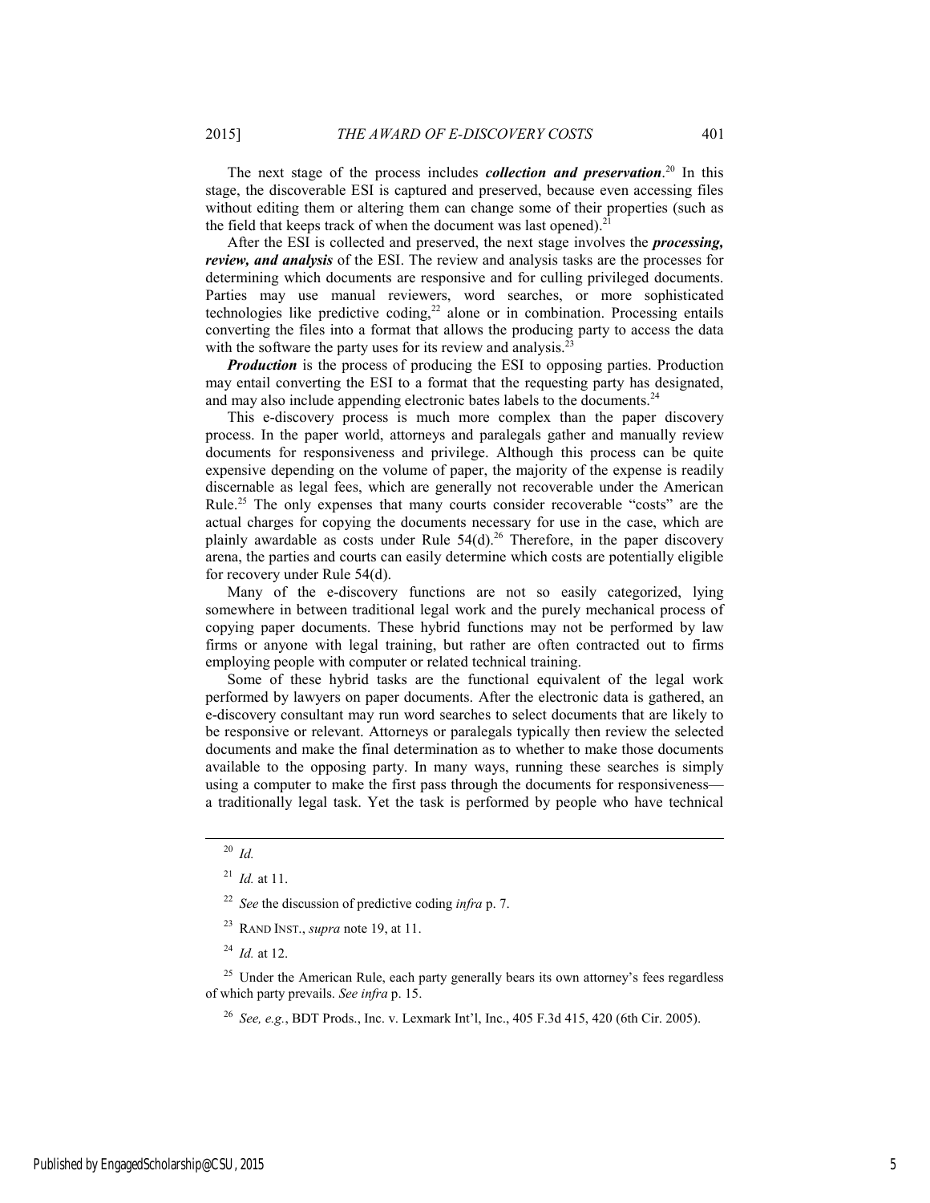The next stage of the process includes ***collection and preservation***.[20] In this stage, the discoverable ESI is captured and preserved, because even accessing files without editing them or altering them can change some of their properties (such as the field that keeps track of when the document was last opened).[21]

After the ESI is collected and preserved, the next stage involves the ***processing, review, and analysis*** of the ESI. The review and analysis tasks are the processes for determining which documents are responsive and for culling privileged documents. Parties may use manual reviewers, word searches, or more sophisticated technologies like predictive coding,[22] alone or in combination. Processing entails converting the files into a format that allows the producing party to access the data with the software the party uses for its review and analysis.[23]

***Production*** is the process of producing the ESI to opposing parties. Production may entail converting the ESI to a format that the requesting party has designated, and may also include appending electronic bates labels to the documents.[24]

This e-discovery process is much more complex than the paper discovery process. In the paper world, attorneys and paralegals gather and manually review documents for responsiveness and privilege. Although this process can be quite expensive depending on the volume of paper, the majority of the expense is readily discernable as legal fees, which are generally not recoverable under the American Rule.[25] The only expenses that many courts consider recoverable "costs" are the actual charges for copying the documents necessary for use in the case, which are plainly awardable as costs under Rule 54(d).[26] Therefore, in the paper discovery arena, the parties and courts can easily determine which costs are potentially eligible for recovery under Rule 54(d).

Many of the e-discovery functions are not so easily categorized, lying somewhere in between traditional legal work and the purely mechanical process of copying paper documents. These hybrid functions may not be performed by law firms or anyone with legal training, but rather are often contracted out to firms employing people with computer or related technical training.

Some of these hybrid tasks are the functional equivalent of the legal work performed by lawyers on paper documents. After the electronic data is gathered, an e-discovery consultant may run word searches to select documents that are likely to be responsive or relevant. Attorneys or paralegals typically then review the selected documents and make the final determination as to whether to make those documents available to the opposing party. In many ways, running these searches is simply using a computer to make the first pass through the documents for responsiveness—a traditionally legal task. Yet the task is performed by people who have technical

---

[20] *Id.*

[21] *Id.* at 11.

[22] *See* the discussion of predictive coding *infra* p. 7.

[23] RAND INST., *supra* note 19, at 11.

[24] *Id.* at 12.

[25] Under the American Rule, each party generally bears its own attorney's fees regardless of which party prevails. *See infra* p. 15.

[26] *See, e.g.*, BDT Prods., Inc. v. Lexmark Int'l, Inc., 405 F.3d 415, 420 (6th Cir. 2005).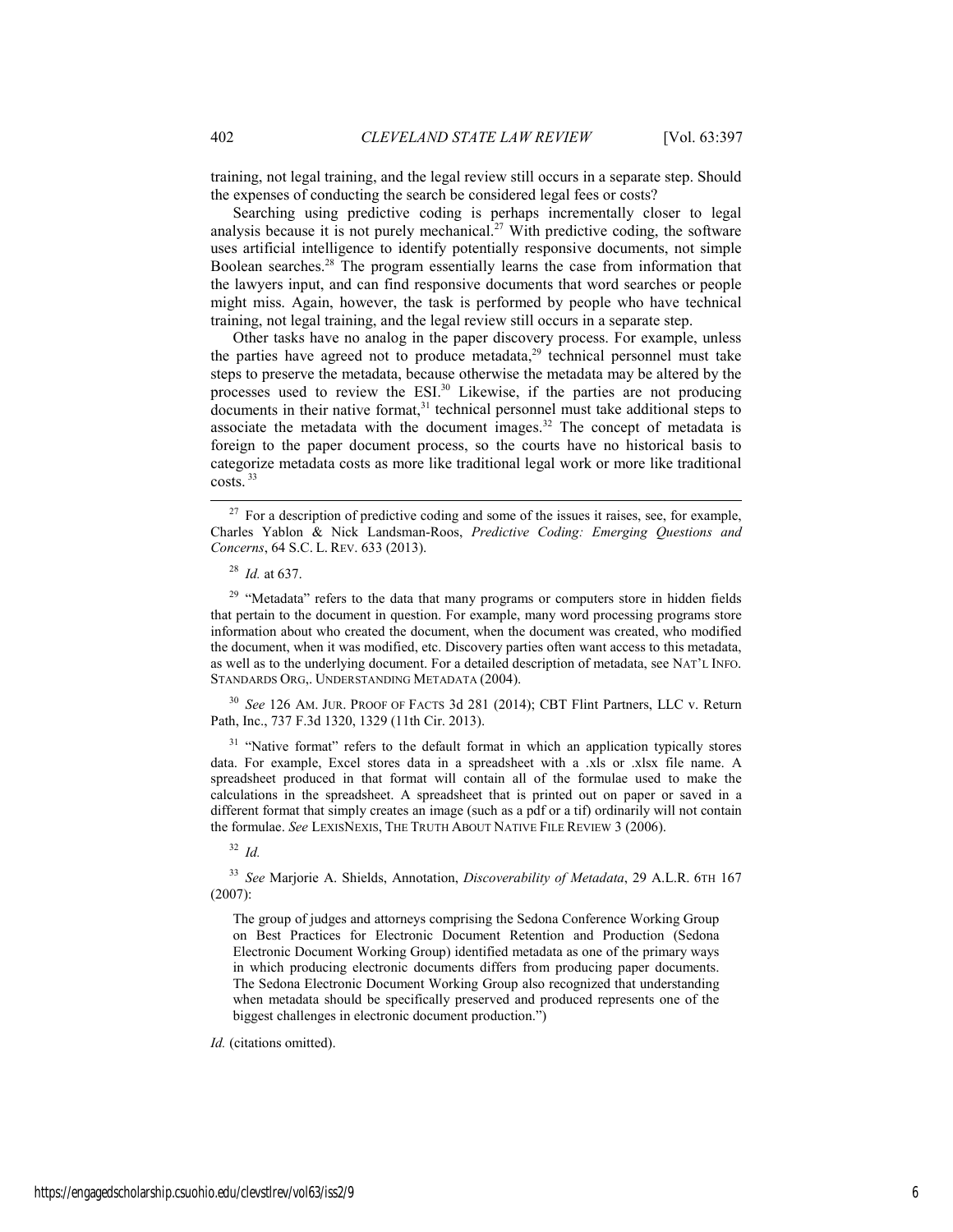training, not legal training, and the legal review still occurs in a separate step. Should the expenses of conducting the search be considered legal fees or costs?

Searching using predictive coding is perhaps incrementally closer to legal analysis because it is not purely mechanical.[27] With predictive coding, the software uses artificial intelligence to identify potentially responsive documents, not simple Boolean searches.[28] The program essentially learns the case from information that the lawyers input, and can find responsive documents that word searches or people might miss. Again, however, the task is performed by people who have technical training, not legal training, and the legal review still occurs in a separate step.

Other tasks have no analog in the paper discovery process. For example, unless the parties have agreed not to produce metadata,[29] technical personnel must take steps to preserve the metadata, because otherwise the metadata may be altered by the processes used to review the ESI.[30] Likewise, if the parties are not producing documents in their native format,[31] technical personnel must take additional steps to associate the metadata with the document images.[32] The concept of metadata is foreign to the paper document process, so the courts have no historical basis to categorize metadata costs as more like traditional legal work or more like traditional costs.[33]

---

[27] For a description of predictive coding and some of the issues it raises, see, for example, Charles Yablon & Nick Landsman-Roos, *Predictive Coding: Emerging Questions and Concerns*, 64 S.C. L. REV. 633 (2013).

[28] *Id.* at 637.

[29] "Metadata" refers to the data that many programs or computers store in hidden fields that pertain to the document in question. For example, many word processing programs store information about who created the document, when the document was created, who modified the document, when it was modified, etc. Discovery parties often want access to this metadata, as well as to the underlying document. For a detailed description of metadata, see NAT'L INFO. STANDARDS ORG,. UNDERSTANDING METADATA (2004).

[30] *See* 126 AM. JUR. PROOF OF FACTS 3d 281 (2014); CBT Flint Partners, LLC v. Return Path, Inc., 737 F.3d 1320, 1329 (11th Cir. 2013).

[31] "Native format" refers to the default format in which an application typically stores data. For example, Excel stores data in a spreadsheet with a .xls or .xlsx file name. A spreadsheet produced in that format will contain all of the formulae used to make the calculations in the spreadsheet. A spreadsheet that is printed out on paper or saved in a different format that simply creates an image (such as a pdf or a tif) ordinarily will not contain the formulae. *See* LEXISNEXIS, THE TRUTH ABOUT NATIVE FILE REVIEW 3 (2006).

[32] *Id.*

[33] *See* Marjorie A. Shields, Annotation, *Discoverability of Metadata*, 29 A.L.R. 6TH 167 (2007):

> The group of judges and attorneys comprising the Sedona Conference Working Group on Best Practices for Electronic Document Retention and Production (Sedona Electronic Document Working Group) identified metadata as one of the primary ways in which producing electronic documents differs from producing paper documents. The Sedona Electronic Document Working Group also recognized that understanding when metadata should be specifically preserved and produced represents one of the biggest challenges in electronic document production.")

*Id.* (citations omitted).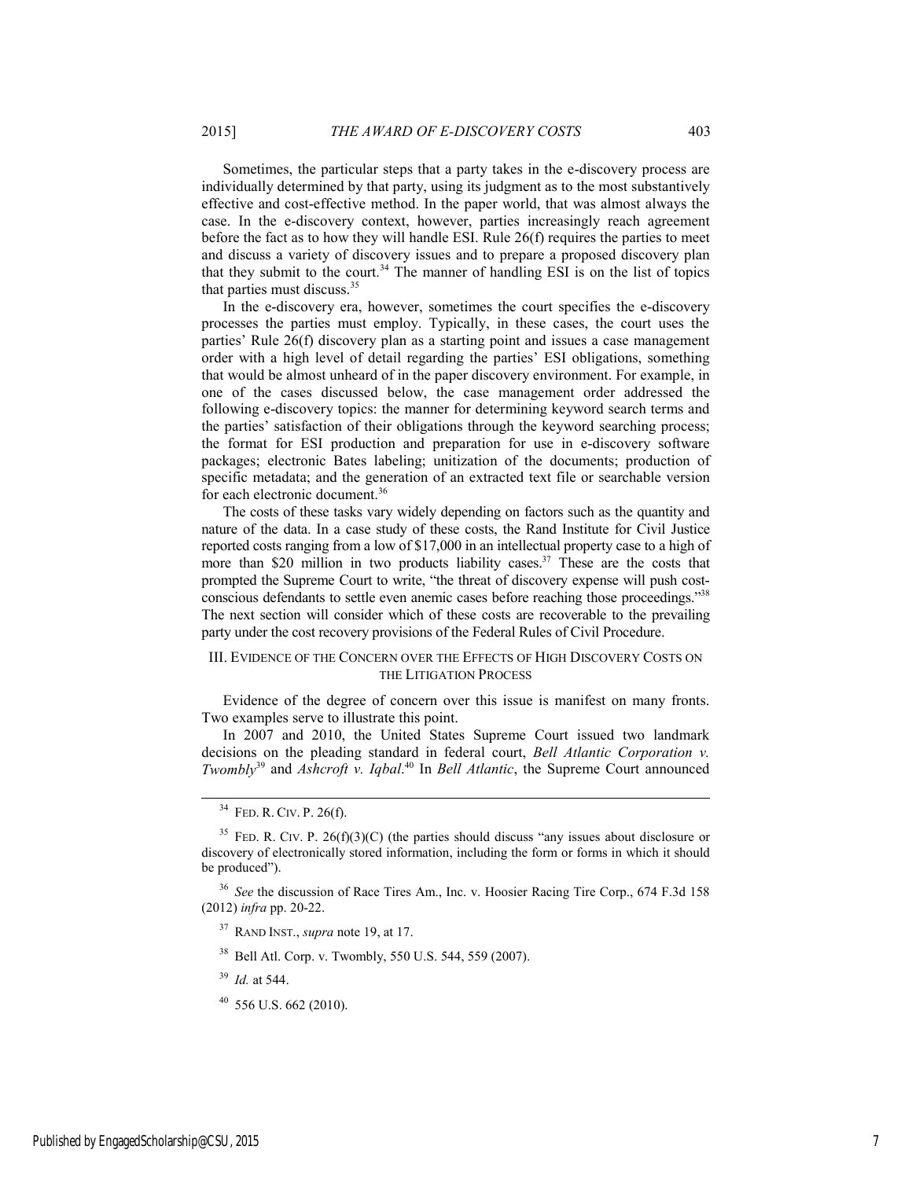Sometimes, the particular steps that a party takes in the e-discovery process are individually determined by that party, using its judgment as to the most substantively effective and cost-effective method. In the paper world, that was almost always the case. In the e-discovery context, however, parties increasingly reach agreement before the fact as to how they will handle ESI. Rule 26(f) requires the parties to meet and discuss a variety of discovery issues and to prepare a proposed discovery plan that they submit to the court.[34] The manner of handling ESI is on the list of topics that parties must discuss.[35]

In the e-discovery era, however, sometimes the court specifies the e-discovery processes the parties must employ. Typically, in these cases, the court uses the parties' Rule 26(f) discovery plan as a starting point and issues a case management order with a high level of detail regarding the parties' ESI obligations, something that would be almost unheard of in the paper discovery environment. For example, in one of the cases discussed below, the case management order addressed the following e-discovery topics: the manner for determining keyword search terms and the parties' satisfaction of their obligations through the keyword searching process; the format for ESI production and preparation for use in e-discovery software packages; electronic Bates labeling; unitization of the documents; production of specific metadata; and the generation of an extracted text file or searchable version for each electronic document.[36]

The costs of these tasks vary widely depending on factors such as the quantity and nature of the data. In a case study of these costs, the Rand Institute for Civil Justice reported costs ranging from a low of $17,000 in an intellectual property case to a high of more than $20 million in two products liability cases.[37] These are the costs that prompted the Supreme Court to write, "the threat of discovery expense will push cost-conscious defendants to settle even anemic cases before reaching those proceedings."[38] The next section will consider which of these costs are recoverable to the prevailing party under the cost recovery provisions of the Federal Rules of Civil Procedure.

## III. Evidence of the Concern over the Effects of High Discovery Costs on the Litigation Process

Evidence of the degree of concern over this issue is manifest on many fronts. Two examples serve to illustrate this point.

In 2007 and 2010, the United States Supreme Court issued two landmark decisions on the pleading standard in federal court, *Bell Atlantic Corporation v. Twombly*[39] and *Ashcroft v. Iqbal*.[40] In *Bell Atlantic*, the Supreme Court announced

---

[34] FED. R. CIV. P. 26(f).

[35] FED. R. CIV. P. 26(f)(3)(C) (the parties should discuss "any issues about disclosure or discovery of electronically stored information, including the form or forms in which it should be produced").

[36] *See* the discussion of Race Tires Am., Inc. v. Hoosier Racing Tire Corp., 674 F.3d 158 (2012) *infra* pp. 20-22.

[37] RAND INST., *supra* note 19, at 17.

[38] Bell Atl. Corp. v. Twombly, 550 U.S. 544, 559 (2007).

[39] *Id.* at 544.

[40] 556 U.S. 662 (2010).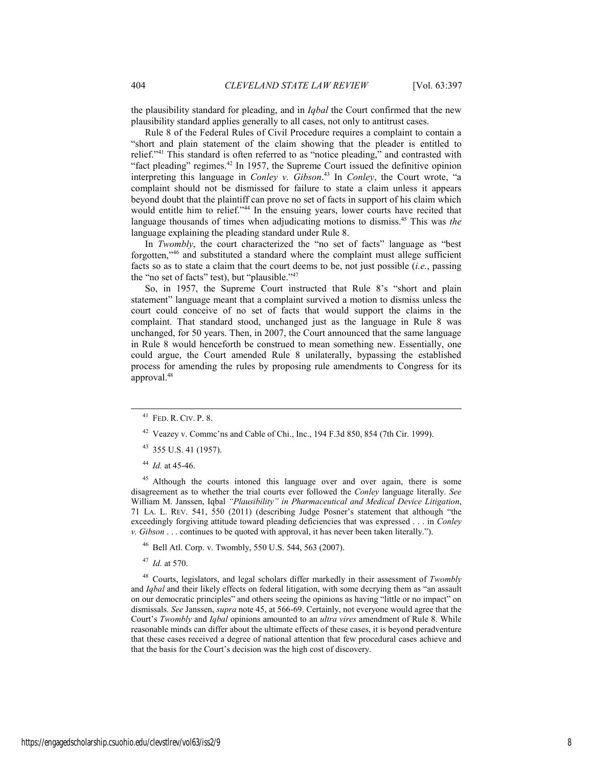the plausibility standard for pleading, and in *Iqbal* the Court confirmed that the new plausibility standard applies generally to all cases, not only to antitrust cases.

Rule 8 of the Federal Rules of Civil Procedure requires a complaint to contain a "short and plain statement of the claim showing that the pleader is entitled to relief."[41] This standard is often referred to as "notice pleading," and contrasted with "fact pleading" regimes.[42] In 1957, the Supreme Court issued the definitive opinion interpreting this language in *Conley v. Gibson*.[43] In *Conley*, the Court wrote, "a complaint should not be dismissed for failure to state a claim unless it appears beyond doubt that the plaintiff can prove no set of facts in support of his claim which would entitle him to relief."[44] In the ensuing years, lower courts have recited that language thousands of times when adjudicating motions to dismiss.[45] This was *the* language explaining the pleading standard under Rule 8.

In *Twombly*, the court characterized the "no set of facts" language as "best forgotten,"[46] and substituted a standard where the complaint must allege sufficient facts so as to state a claim that the court deems to be, not just possible (*i.e.*, passing the "no set of facts" test), but "plausible."[47]

So, in 1957, the Supreme Court instructed that Rule 8's "short and plain statement" language meant that a complaint survived a motion to dismiss unless the court could conceive of no set of facts that would support the claims in the complaint. That standard stood, unchanged just as the language in Rule 8 was unchanged, for 50 years. Then, in 2007, the Court announced that the same language in Rule 8 would henceforth be construed to mean something new. Essentially, one could argue, the Court amended Rule 8 unilaterally, bypassing the established process for amending the rules by proposing rule amendments to Congress for its approval.[48]

---

[41] FED. R. CIV. P. 8.

[42] Veazey v. Commc'ns and Cable of Chi., Inc., 194 F.3d 850, 854 (7th Cir. 1999).

[43] 355 U.S. 41 (1957).

[44] *Id.* at 45-46.

[45] Although the courts intoned this language over and over again, there is some disagreement as to whether the trial courts ever followed the *Conley* language literally. *See* William M. Janssen, Iqbal *"Plausibility" in Pharmaceutical and Medical Device Litigation*, 71 LA. L. REV. 541, 550 (2011) (describing Judge Posner's statement that although "the exceedingly forgiving attitude toward pleading deficiencies that was expressed . . . in *Conley v. Gibson* . . . continues to be quoted with approval, it has never been taken literally.").

[46] Bell Atl. Corp. v. Twombly, 550 U.S. 544, 563 (2007).

[47] *Id.* at 570.

[48] Courts, legislators, and legal scholars differ markedly in their assessment of *Twombly* and *Iqbal* and their likely effects on federal litigation, with some decrying them as "an assault on our democratic principles" and others seeing the opinions as having "little or no impact" on dismissals. *See* Janssen, *supra* note 45, at 566-69. Certainly, not everyone would agree that the Court's *Twombly* and *Iqbal* opinions amounted to an *ultra vires* amendment of Rule 8. While reasonable minds can differ about the ultimate effects of these cases, it is beyond peradventure that these cases received a degree of national attention that few procedural cases achieve and that the basis for the Court's decision was the high cost of discovery.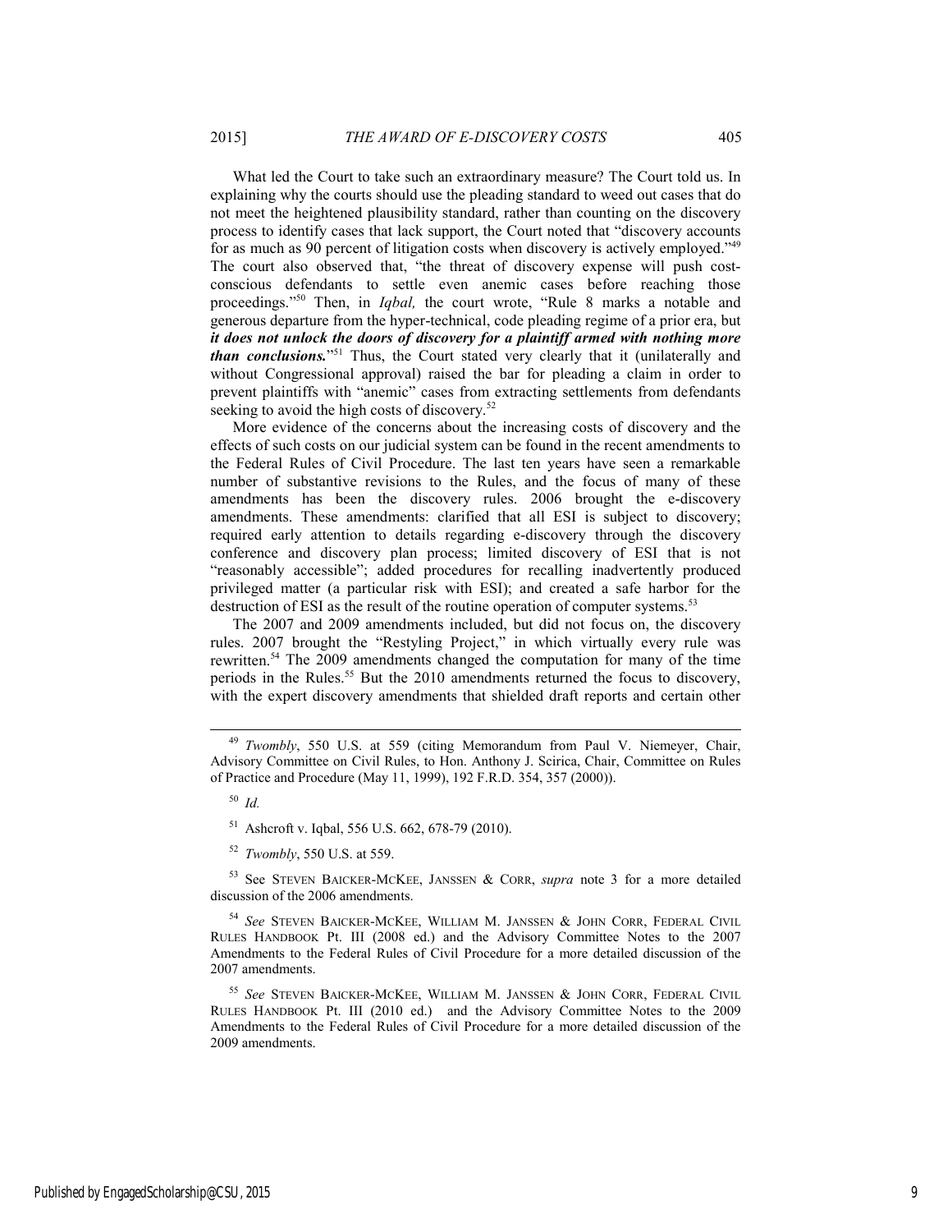What led the Court to take such an extraordinary measure? The Court told us. In explaining why the courts should use the pleading standard to weed out cases that do not meet the heightened plausibility standard, rather than counting on the discovery process to identify cases that lack support, the Court noted that "discovery accounts for as much as 90 percent of litigation costs when discovery is actively employed."[49] The court also observed that, "the threat of discovery expense will push cost-conscious defendants to settle even anemic cases before reaching those proceedings."[50] Then, in *Iqbal,* the court wrote, "Rule 8 marks a notable and generous departure from the hyper-technical, code pleading regime of a prior era, but ***it does not unlock the doors of discovery for a plaintiff armed with nothing more than conclusions.***"[51] Thus, the Court stated very clearly that it (unilaterally and without Congressional approval) raised the bar for pleading a claim in order to prevent plaintiffs with "anemic" cases from extracting settlements from defendants seeking to avoid the high costs of discovery.[52]

More evidence of the concerns about the increasing costs of discovery and the effects of such costs on our judicial system can be found in the recent amendments to the Federal Rules of Civil Procedure. The last ten years have seen a remarkable number of substantive revisions to the Rules, and the focus of many of these amendments has been the discovery rules. 2006 brought the e-discovery amendments. These amendments: clarified that all ESI is subject to discovery; required early attention to details regarding e-discovery through the discovery conference and discovery plan process; limited discovery of ESI that is not "reasonably accessible"; added procedures for recalling inadvertently produced privileged matter (a particular risk with ESI); and created a safe harbor for the destruction of ESI as the result of the routine operation of computer systems.[53]

The 2007 and 2009 amendments included, but did not focus on, the discovery rules. 2007 brought the "Restyling Project," in which virtually every rule was rewritten.[54] The 2009 amendments changed the computation for many of the time periods in the Rules.[55] But the 2010 amendments returned the focus to discovery, with the expert discovery amendments that shielded draft reports and certain other

---

[49] *Twombly*, 550 U.S. at 559 (citing Memorandum from Paul V. Niemeyer, Chair, Advisory Committee on Civil Rules, to Hon. Anthony J. Scirica, Chair, Committee on Rules of Practice and Procedure (May 11, 1999), 192 F.R.D. 354, 357 (2000)).

[50] *Id.*

[51] Ashcroft v. Iqbal, 556 U.S. 662, 678-79 (2010).

[52] *Twombly*, 550 U.S. at 559.

[53] See STEVEN BAICKER-MCKEE, JANSSEN & CORR, *supra* note 3 for a more detailed discussion of the 2006 amendments.

[54] *See* STEVEN BAICKER-MCKEE, WILLIAM M. JANSSEN & JOHN CORR, FEDERAL CIVIL RULES HANDBOOK Pt. III (2008 ed.) and the Advisory Committee Notes to the 2007 Amendments to the Federal Rules of Civil Procedure for a more detailed discussion of the 2007 amendments.

[55] *See* STEVEN BAICKER-MCKEE, WILLIAM M. JANSSEN & JOHN CORR, FEDERAL CIVIL RULES HANDBOOK Pt. III (2010 ed.) and the Advisory Committee Notes to the 2009 Amendments to the Federal Rules of Civil Procedure for a more detailed discussion of the 2009 amendments.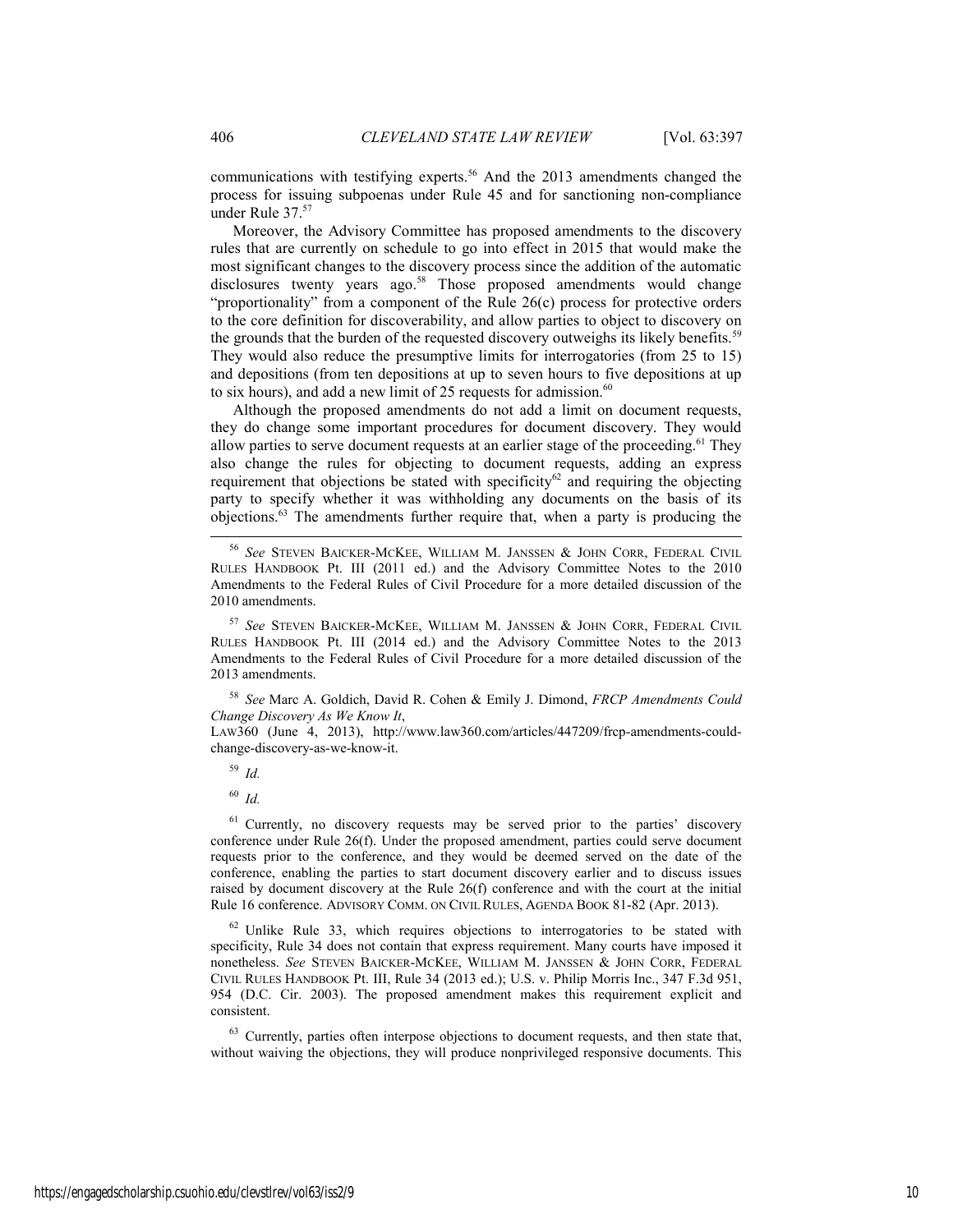communications with testifying experts.[56] And the 2013 amendments changed the process for issuing subpoenas under Rule 45 and for sanctioning non-compliance under Rule 37.[57]

Moreover, the Advisory Committee has proposed amendments to the discovery rules that are currently on schedule to go into effect in 2015 that would make the most significant changes to the discovery process since the addition of the automatic disclosures twenty years ago.[58] Those proposed amendments would change "proportionality" from a component of the Rule 26(c) process for protective orders to the core definition for discoverability, and allow parties to object to discovery on the grounds that the burden of the requested discovery outweighs its likely benefits.[59] They would also reduce the presumptive limits for interrogatories (from 25 to 15) and depositions (from ten depositions at up to seven hours to five depositions at up to six hours), and add a new limit of 25 requests for admission.[60]

Although the proposed amendments do not add a limit on document requests, they do change some important procedures for document discovery. They would allow parties to serve document requests at an earlier stage of the proceeding.[61] They also change the rules for objecting to document requests, adding an express requirement that objections be stated with specificity[62] and requiring the objecting party to specify whether it was withholding any documents on the basis of its objections.[63] The amendments further require that, when a party is producing the

---

[56] *See* STEVEN BAICKER-MCKEE, WILLIAM M. JANSSEN & JOHN CORR, FEDERAL CIVIL RULES HANDBOOK Pt. III (2011 ed.) and the Advisory Committee Notes to the 2010 Amendments to the Federal Rules of Civil Procedure for a more detailed discussion of the 2010 amendments.

[57] *See* STEVEN BAICKER-MCKEE, WILLIAM M. JANSSEN & JOHN CORR, FEDERAL CIVIL RULES HANDBOOK Pt. III (2014 ed.) and the Advisory Committee Notes to the 2013 Amendments to the Federal Rules of Civil Procedure for a more detailed discussion of the 2013 amendments.

[58] *See* Marc A. Goldich, David R. Cohen & Emily J. Dimond, *FRCP Amendments Could Change Discovery As We Know It*, LAW360 (June 4, 2013), http://www.law360.com/articles/447209/frcp-amendments-could-change-discovery-as-we-know-it.

[59] *Id.*

[60] *Id.*

[61] Currently, no discovery requests may be served prior to the parties' discovery conference under Rule 26(f). Under the proposed amendment, parties could serve document requests prior to the conference, and they would be deemed served on the date of the conference, enabling the parties to start document discovery earlier and to discuss issues raised by document discovery at the Rule 26(f) conference and with the court at the initial Rule 16 conference. ADVISORY COMM. ON CIVIL RULES, AGENDA BOOK 81-82 (Apr. 2013).

[62] Unlike Rule 33, which requires objections to interrogatories to be stated with specificity, Rule 34 does not contain that express requirement. Many courts have imposed it nonetheless. *See* STEVEN BAICKER-MCKEE, WILLIAM M. JANSSEN & JOHN CORR, FEDERAL CIVIL RULES HANDBOOK Pt. III, Rule 34 (2013 ed.); U.S. v. Philip Morris Inc., 347 F.3d 951, 954 (D.C. Cir. 2003). The proposed amendment makes this requirement explicit and consistent.

[63] Currently, parties often interpose objections to document requests, and then state that, without waiving the objections, they will produce nonprivileged responsive documents. This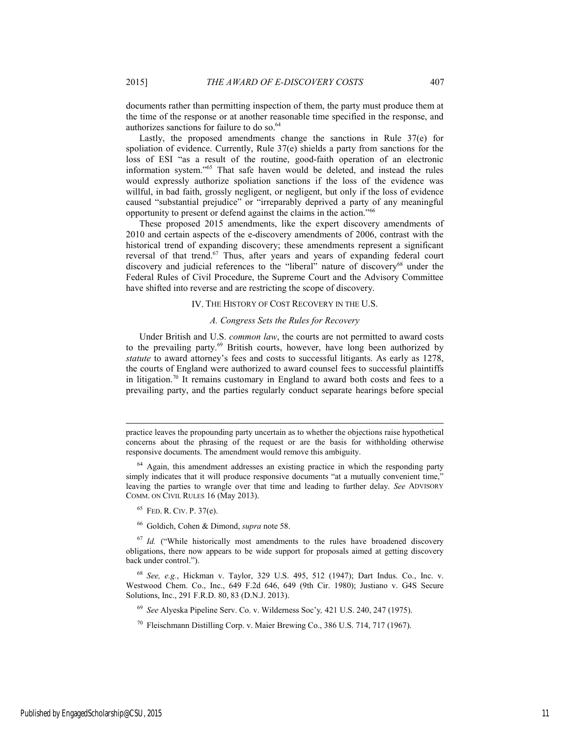documents rather than permitting inspection of them, the party must produce them at the time of the response or at another reasonable time specified in the response, and authorizes sanctions for failure to do so.[64]

Lastly, the proposed amendments change the sanctions in Rule 37(e) for spoliation of evidence. Currently, Rule 37(e) shields a party from sanctions for the loss of ESI "as a result of the routine, good-faith operation of an electronic information system."[65] That safe haven would be deleted, and instead the rules would expressly authorize spoliation sanctions if the loss of the evidence was willful, in bad faith, grossly negligent, or negligent, but only if the loss of evidence caused "substantial prejudice" or "irreparably deprived a party of any meaningful opportunity to present or defend against the claims in the action."[66]

These proposed 2015 amendments, like the expert discovery amendments of 2010 and certain aspects of the e-discovery amendments of 2006, contrast with the historical trend of expanding discovery; these amendments represent a significant reversal of that trend.[67] Thus, after years and years of expanding federal court discovery and judicial references to the "liberal" nature of discovery[68] under the Federal Rules of Civil Procedure, the Supreme Court and the Advisory Committee have shifted into reverse and are restricting the scope of discovery.

## IV. The History of Cost Recovery in the U.S.

### *A. Congress Sets the Rules for Recovery*

Under British and U.S. *common law*, the courts are not permitted to award costs to the prevailing party.[69] British courts, however, have long been authorized by *statute* to award attorney's fees and costs to successful litigants. As early as 1278, the courts of England were authorized to award counsel fees to successful plaintiffs in litigation.[70] It remains customary in England to award both costs and fees to a prevailing party, and the parties regularly conduct separate hearings before special

---

practice leaves the propounding party uncertain as to whether the objections raise hypothetical concerns about the phrasing of the request or are the basis for withholding otherwise responsive documents. The amendment would remove this ambiguity.

[64] Again, this amendment addresses an existing practice in which the responding party simply indicates that it will produce responsive documents "at a mutually convenient time," leaving the parties to wrangle over that time and leading to further delay. *See* ADVISORY COMM. ON CIVIL RULES 16 (May 2013).

[65] FED. R. CIV. P. 37(e).

[66] Goldich, Cohen & Dimond, *supra* note 58.

[67] *Id.* ("While historically most amendments to the rules have broadened discovery obligations, there now appears to be wide support for proposals aimed at getting discovery back under control.").

[68] *See, e.g.*, Hickman v. Taylor, 329 U.S. 495, 512 (1947); Dart Indus. Co., Inc. v. Westwood Chem. Co., Inc., 649 F.2d 646, 649 (9th Cir. 1980); Justiano v. G4S Secure Solutions, Inc., 291 F.R.D. 80, 83 (D.N.J. 2013).

[69] *See* Alyeska Pipeline Serv. Co. v. Wilderness Soc'y*,* 421 U.S. 240, 247 (1975).

[70] Fleischmann Distilling Corp. v. Maier Brewing Co., 386 U.S. 714, 717 (1967).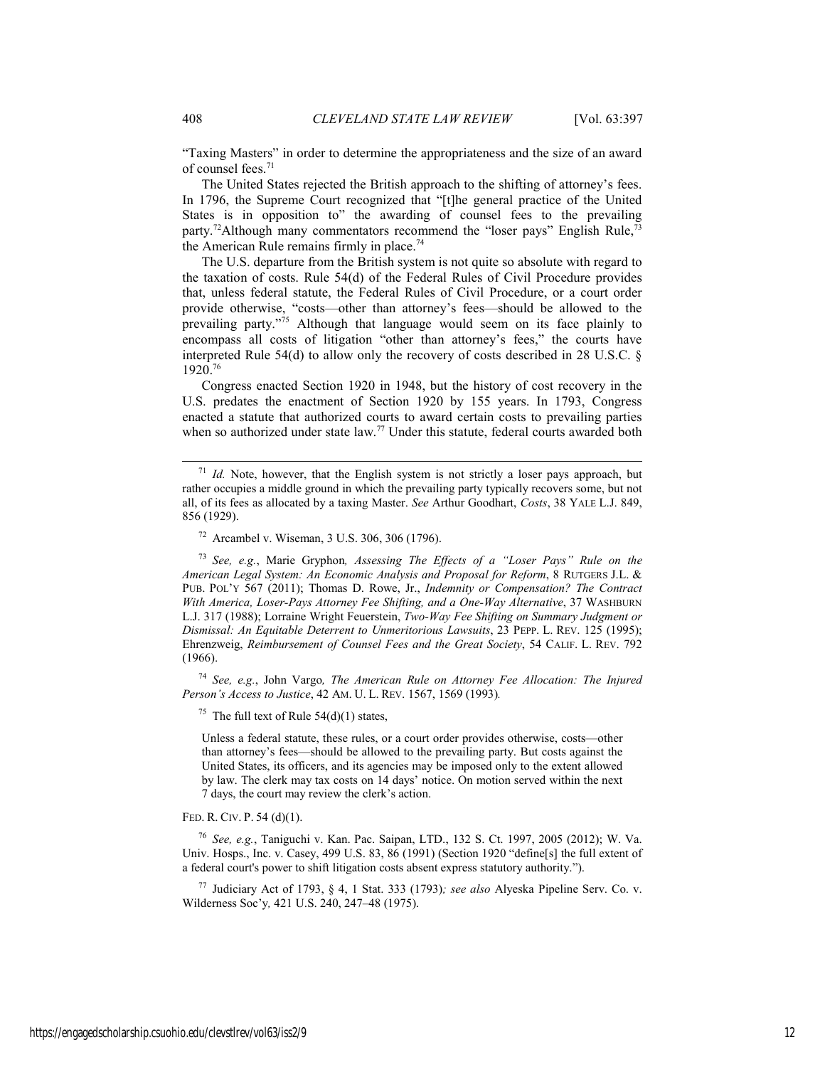"Taxing Masters" in order to determine the appropriateness and the size of an award of counsel fees.[71]

The United States rejected the British approach to the shifting of attorney's fees. In 1796, the Supreme Court recognized that "[t]he general practice of the United States is in opposition to" the awarding of counsel fees to the prevailing party.[72] Although many commentators recommend the "loser pays" English Rule,[73] the American Rule remains firmly in place.[74]

The U.S. departure from the British system is not quite so absolute with regard to the taxation of costs. Rule 54(d) of the Federal Rules of Civil Procedure provides that, unless federal statute, the Federal Rules of Civil Procedure, or a court order provide otherwise, "costs—other than attorney's fees—should be allowed to the prevailing party."[75] Although that language would seem on its face plainly to encompass all costs of litigation "other than attorney's fees," the courts have interpreted Rule 54(d) to allow only the recovery of costs described in 28 U.S.C. § 1920.[76]

Congress enacted Section 1920 in 1948, but the history of cost recovery in the U.S. predates the enactment of Section 1920 by 155 years. In 1793, Congress enacted a statute that authorized courts to award certain costs to prevailing parties when so authorized under state law.[77] Under this statute, federal courts awarded both

---

[71] *Id.* Note, however, that the English system is not strictly a loser pays approach, but rather occupies a middle ground in which the prevailing party typically recovers some, but not all, of its fees as allocated by a taxing Master. *See* Arthur Goodhart, *Costs*, 38 YALE L.J. 849, 856 (1929).

[72] Arcambel v. Wiseman, 3 U.S. 306, 306 (1796).

[73] *See, e.g.*, Marie Gryphon*, Assessing The Effects of a "Loser Pays" Rule on the American Legal System: An Economic Analysis and Proposal for Reform*, 8 RUTGERS J.L. & PUB. POL'Y 567 (2011); Thomas D. Rowe, Jr., *Indemnity or Compensation? The Contract With America, Loser-Pays Attorney Fee Shifting, and a One-Way Alternative*, 37 WASHBURN L.J. 317 (1988); Lorraine Wright Feuerstein, *Two-Way Fee Shifting on Summary Judgment or Dismissal: An Equitable Deterrent to Unmeritorious Lawsuits*, 23 PEPP. L. REV. 125 (1995); Ehrenzweig, *Reimbursement of Counsel Fees and the Great Society*, 54 CALIF. L. REV. 792 (1966).

[74] *See, e.g.*, John Vargo*, The American Rule on Attorney Fee Allocation: The Injured Person's Access to Justice*, 42 AM. U. L. REV. 1567, 1569 (1993)*.*

[75] The full text of Rule 54(d)(1) states,

> Unless a federal statute, these rules, or a court order provides otherwise, costs—other than attorney's fees—should be allowed to the prevailing party. But costs against the United States, its officers, and its agencies may be imposed only to the extent allowed by law. The clerk may tax costs on 14 days' notice. On motion served within the next 7 days, the court may review the clerk's action.

FED. R. CIV. P. 54 (d)(1).

[76] *See, e.g.*, Taniguchi v. Kan. Pac. Saipan, LTD., 132 S. Ct. 1997, 2005 (2012); W. Va. Univ. Hosps., Inc. v. Casey, 499 U.S. 83, 86 (1991) (Section 1920 "define[s] the full extent of a federal court's power to shift litigation costs absent express statutory authority.").

[77] Judiciary Act of 1793, § 4, 1 Stat. 333 (1793)*; see also* Alyeska Pipeline Serv. Co. v. Wilderness Soc'y*,* 421 U.S. 240, 247–48 (1975).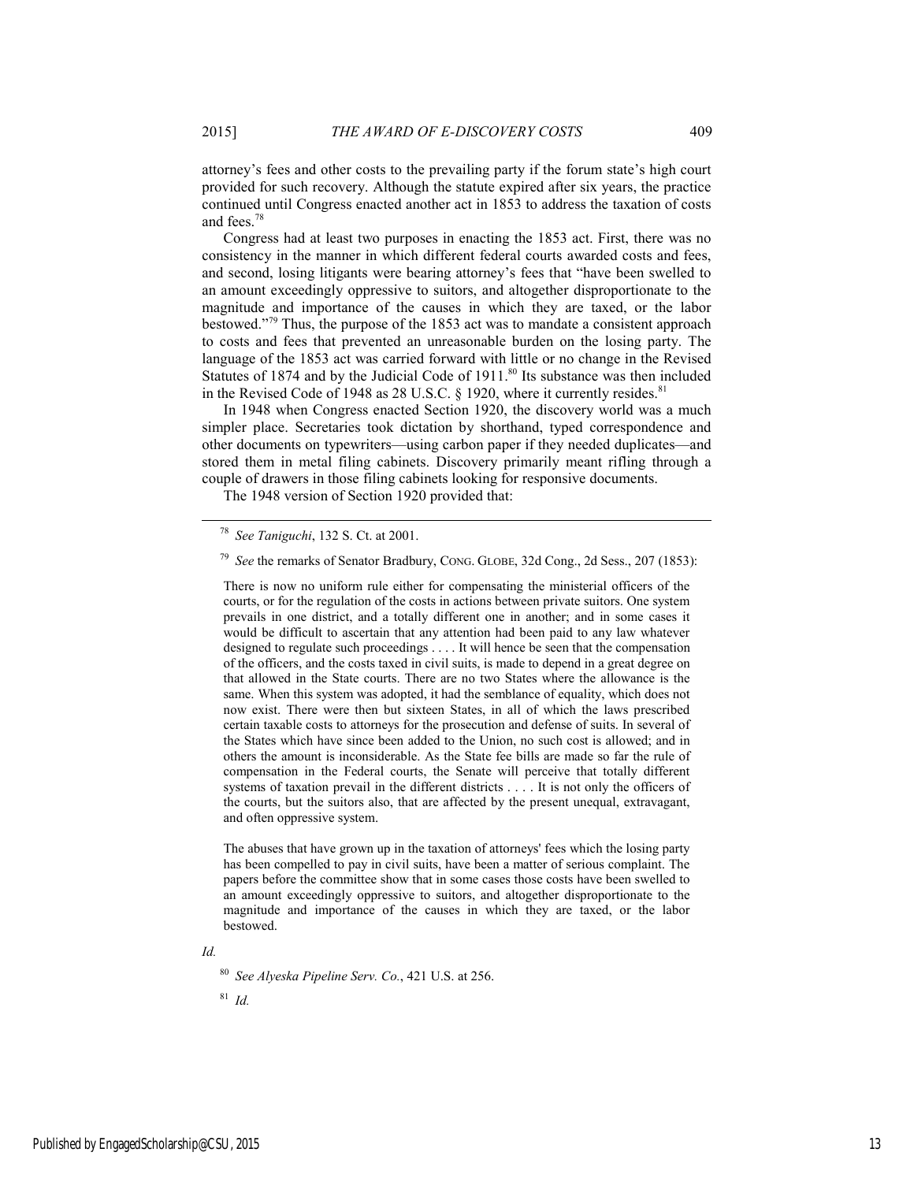attorney's fees and other costs to the prevailing party if the forum state's high court provided for such recovery. Although the statute expired after six years, the practice continued until Congress enacted another act in 1853 to address the taxation of costs and fees.[78]

Congress had at least two purposes in enacting the 1853 act. First, there was no consistency in the manner in which different federal courts awarded costs and fees, and second, losing litigants were bearing attorney's fees that "have been swelled to an amount exceedingly oppressive to suitors, and altogether disproportionate to the magnitude and importance of the causes in which they are taxed, or the labor bestowed."[79] Thus, the purpose of the 1853 act was to mandate a consistent approach to costs and fees that prevented an unreasonable burden on the losing party. The language of the 1853 act was carried forward with little or no change in the Revised Statutes of 1874 and by the Judicial Code of 1911.[80] Its substance was then included in the Revised Code of 1948 as 28 U.S.C. § 1920, where it currently resides.[81]

In 1948 when Congress enacted Section 1920, the discovery world was a much simpler place. Secretaries took dictation by shorthand, typed correspondence and other documents on typewriters—using carbon paper if they needed duplicates—and stored them in metal filing cabinets. Discovery primarily meant rifling through a couple of drawers in those filing cabinets looking for responsive documents.

The 1948 version of Section 1920 provided that:

---

[78] *See Taniguchi*, 132 S. Ct. at 2001.

[79] *See* the remarks of Senator Bradbury, CONG. GLOBE, 32d Cong., 2d Sess., 207 (1853):

> There is now no uniform rule either for compensating the ministerial officers of the courts, or for the regulation of the costs in actions between private suitors. One system prevails in one district, and a totally different one in another; and in some cases it would be difficult to ascertain that any attention had been paid to any law whatever designed to regulate such proceedings . . . . It will hence be seen that the compensation of the officers, and the costs taxed in civil suits, is made to depend in a great degree on that allowed in the State courts. There are no two States where the allowance is the same. When this system was adopted, it had the semblance of equality, which does not now exist. There were then but sixteen States, in all of which the laws prescribed certain taxable costs to attorneys for the prosecution and defense of suits. In several of the States which have since been added to the Union, no such cost is allowed; and in others the amount is inconsiderable. As the State fee bills are made so far the rule of compensation in the Federal courts, the Senate will perceive that totally different systems of taxation prevail in the different districts . . . . It is not only the officers of the courts, but the suitors also, that are affected by the present unequal, extravagant, and often oppressive system.
>
> The abuses that have grown up in the taxation of attorneys' fees which the losing party has been compelled to pay in civil suits, have been a matter of serious complaint. The papers before the committee show that in some cases those costs have been swelled to an amount exceedingly oppressive to suitors, and altogether disproportionate to the magnitude and importance of the causes in which they are taxed, or the labor bestowed.

*Id.*

[80] *See Alyeska Pipeline Serv. Co.*, 421 U.S. at 256.

[81] *Id.*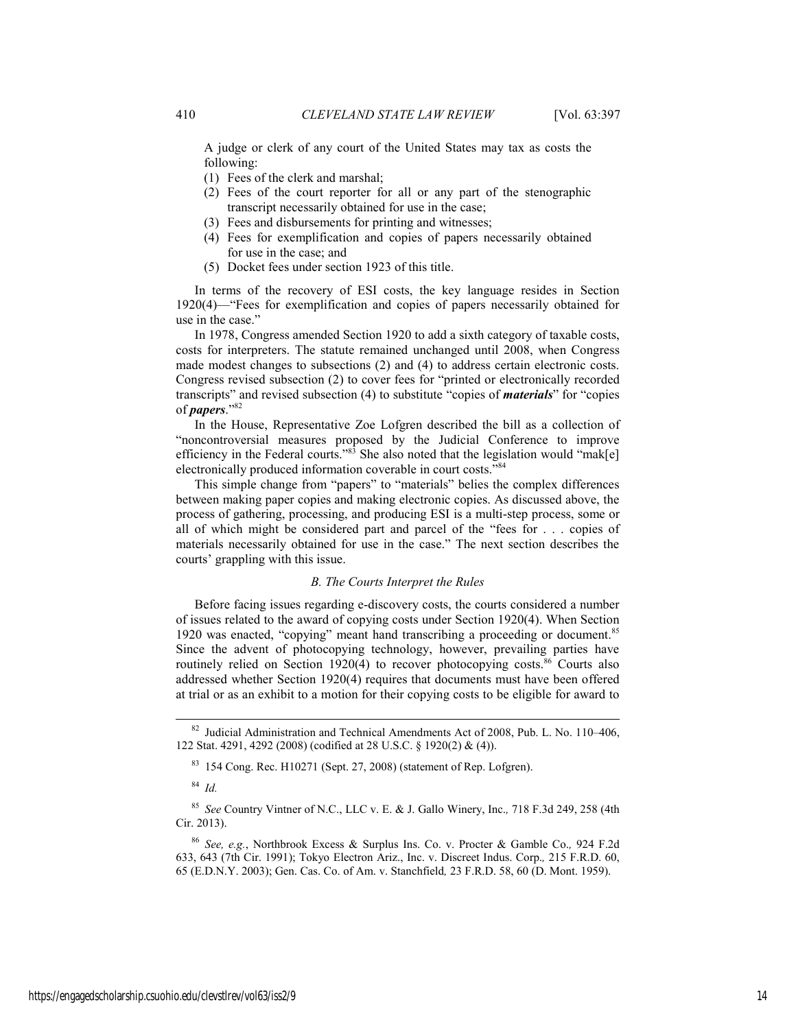A judge or clerk of any court of the United States may tax as costs the following:

(1) Fees of the clerk and marshal;
(2) Fees of the court reporter for all or any part of the stenographic transcript necessarily obtained for use in the case;
(3) Fees and disbursements for printing and witnesses;
(4) Fees for exemplification and copies of papers necessarily obtained for use in the case; and
(5) Docket fees under section 1923 of this title.

In terms of the recovery of ESI costs, the key language resides in Section 1920(4)—"Fees for exemplification and copies of papers necessarily obtained for use in the case."

In 1978, Congress amended Section 1920 to add a sixth category of taxable costs, costs for interpreters. The statute remained unchanged until 2008, when Congress made modest changes to subsections (2) and (4) to address certain electronic costs. Congress revised subsection (2) to cover fees for "printed or electronically recorded transcripts" and revised subsection (4) to substitute "copies of ***materials***" for "copies of ***papers***."[82]

In the House, Representative Zoe Lofgren described the bill as a collection of "noncontroversial measures proposed by the Judicial Conference to improve efficiency in the Federal courts."[83] She also noted that the legislation would "mak[e] electronically produced information coverable in court costs."[84]

This simple change from "papers" to "materials" belies the complex differences between making paper copies and making electronic copies. As discussed above, the process of gathering, processing, and producing ESI is a multi-step process, some or all of which might be considered part and parcel of the "fees for . . . copies of materials necessarily obtained for use in the case." The next section describes the courts' grappling with this issue.

### *B. The Courts Interpret the Rules*

Before facing issues regarding e-discovery costs, the courts considered a number of issues related to the award of copying costs under Section 1920(4). When Section 1920 was enacted, "copying" meant hand transcribing a proceeding or document.[85] Since the advent of photocopying technology, however, prevailing parties have routinely relied on Section 1920(4) to recover photocopying costs.[86] Courts also addressed whether Section 1920(4) requires that documents must have been offered at trial or as an exhibit to a motion for their copying costs to be eligible for award to

---

[82] Judicial Administration and Technical Amendments Act of 2008, Pub. L. No. 110–406, 122 Stat. 4291, 4292 (2008) (codified at 28 U.S.C. § 1920(2) & (4)).

[83] 154 Cong. Rec. H10271 (Sept. 27, 2008) (statement of Rep. Lofgren).

[84] *Id.*

[85] *See* Country Vintner of N.C., LLC v. E. & J. Gallo Winery, Inc.*,* 718 F.3d 249, 258 (4th Cir. 2013).

[86] *See, e.g.*, Northbrook Excess & Surplus Ins. Co. v. Procter & Gamble Co.*,* 924 F.2d 633, 643 (7th Cir. 1991); Tokyo Electron Ariz., Inc. v. Discreet Indus. Corp.*,* 215 F.R.D. 60, 65 (E.D.N.Y. 2003); Gen. Cas. Co. of Am. v. Stanchfield*,* 23 F.R.D. 58, 60 (D. Mont. 1959).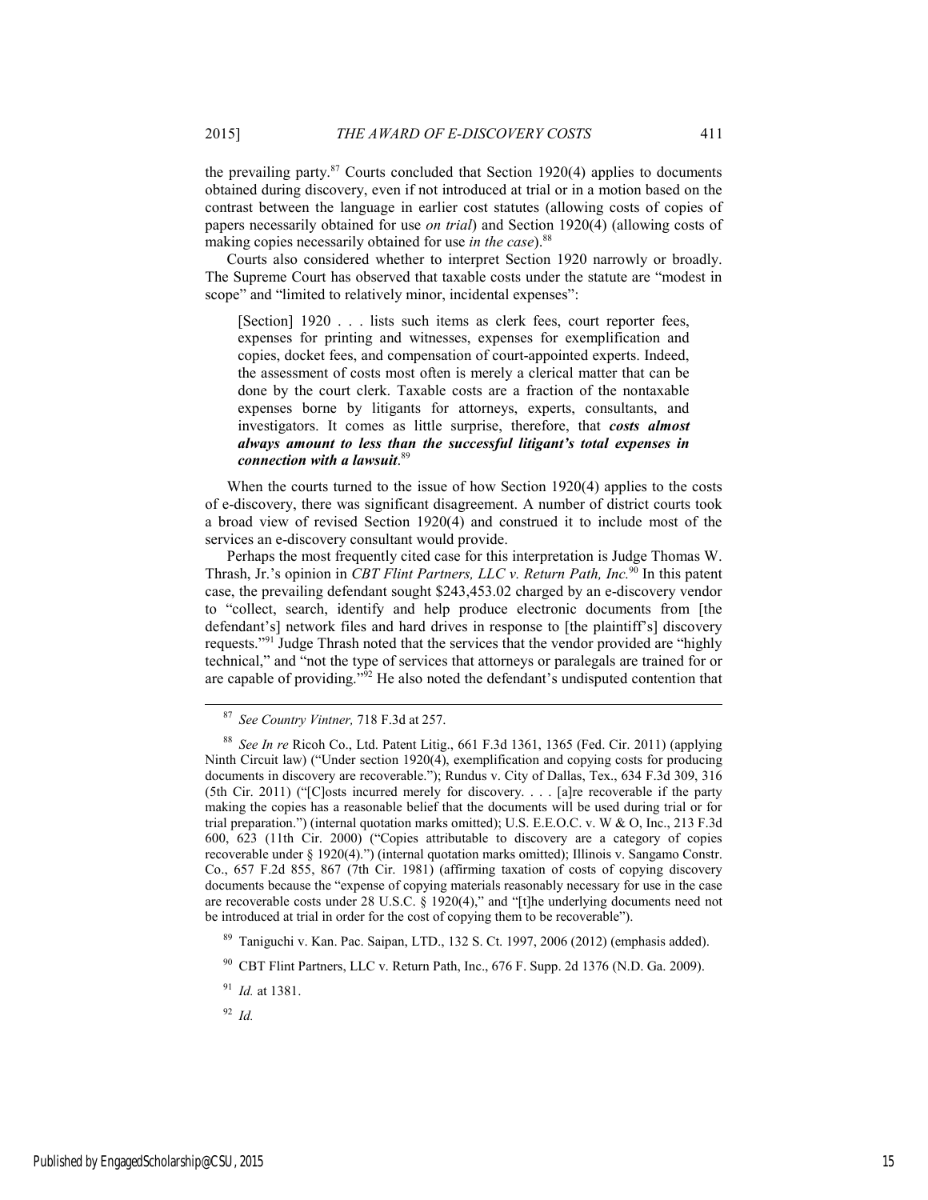the prevailing party.[87] Courts concluded that Section 1920(4) applies to documents obtained during discovery, even if not introduced at trial or in a motion based on the contrast between the language in earlier cost statutes (allowing costs of copies of papers necessarily obtained for use *on trial*) and Section 1920(4) (allowing costs of making copies necessarily obtained for use *in the case*).[88]

Courts also considered whether to interpret Section 1920 narrowly or broadly. The Supreme Court has observed that taxable costs under the statute are "modest in scope" and "limited to relatively minor, incidental expenses":

> [Section] 1920 . . . lists such items as clerk fees, court reporter fees, expenses for printing and witnesses, expenses for exemplification and copies, docket fees, and compensation of court-appointed experts. Indeed, the assessment of costs most often is merely a clerical matter that can be done by the court clerk. Taxable costs are a fraction of the nontaxable expenses borne by litigants for attorneys, experts, consultants, and investigators. It comes as little surprise, therefore, that ***costs almost always amount to less than the successful litigant's total expenses in connection with a lawsuit***.[89]

When the courts turned to the issue of how Section 1920(4) applies to the costs of e-discovery, there was significant disagreement. A number of district courts took a broad view of revised Section 1920(4) and construed it to include most of the services an e-discovery consultant would provide.

Perhaps the most frequently cited case for this interpretation is Judge Thomas W. Thrash, Jr.'s opinion in *CBT Flint Partners, LLC v. Return Path, Inc.*[90] In this patent case, the prevailing defendant sought $243,453.02 charged by an e-discovery vendor to "collect, search, identify and help produce electronic documents from [the defendant's] network files and hard drives in response to [the plaintiff's] discovery requests."[91] Judge Thrash noted that the services that the vendor provided are "highly technical," and "not the type of services that attorneys or paralegals are trained for or are capable of providing."[92] He also noted the defendant's undisputed contention that

---

[87] *See Country Vintner,* 718 F.3d at 257.

[88] *See In re* Ricoh Co., Ltd. Patent Litig., 661 F.3d 1361, 1365 (Fed. Cir. 2011) (applying Ninth Circuit law) ("Under section 1920(4), exemplification and copying costs for producing documents in discovery are recoverable."); Rundus v. City of Dallas, Tex., 634 F.3d 309, 316 (5th Cir. 2011) ("[C]osts incurred merely for discovery. . . . [a]re recoverable if the party making the copies has a reasonable belief that the documents will be used during trial or for trial preparation.") (internal quotation marks omitted); U.S. E.E.O.C. v. W & O, Inc., 213 F.3d 600, 623 (11th Cir. 2000) ("Copies attributable to discovery are a category of copies recoverable under § 1920(4).") (internal quotation marks omitted); Illinois v. Sangamo Constr. Co., 657 F.2d 855, 867 (7th Cir. 1981) (affirming taxation of costs of copying discovery documents because the "expense of copying materials reasonably necessary for use in the case are recoverable costs under 28 U.S.C. § 1920(4)," and "[t]he underlying documents need not be introduced at trial in order for the cost of copying them to be recoverable").

[89] Taniguchi v. Kan. Pac. Saipan, LTD., 132 S. Ct. 1997, 2006 (2012) (emphasis added).

[90] CBT Flint Partners, LLC v. Return Path, Inc., 676 F. Supp. 2d 1376 (N.D. Ga. 2009).

[91] *Id.* at 1381.

[92] *Id.*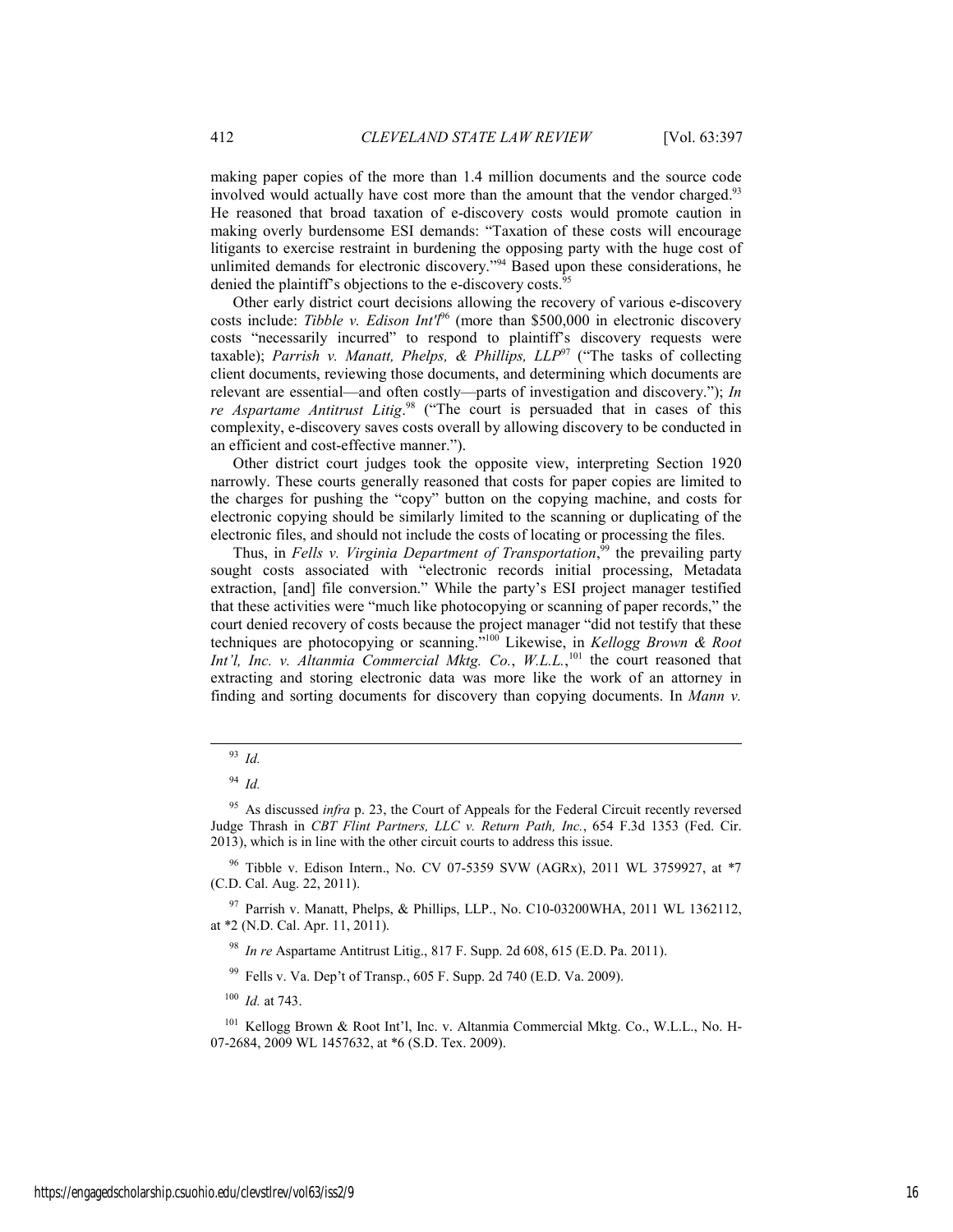making paper copies of the more than 1.4 million documents and the source code involved would actually have cost more than the amount that the vendor charged.[93] He reasoned that broad taxation of e-discovery costs would promote caution in making overly burdensome ESI demands: "Taxation of these costs will encourage litigants to exercise restraint in burdening the opposing party with the huge cost of unlimited demands for electronic discovery."[94] Based upon these considerations, he denied the plaintiff's objections to the e-discovery costs.[95]

Other early district court decisions allowing the recovery of various e-discovery costs include: *Tibble v. Edison Int'l*[96] (more than $500,000 in electronic discovery costs "necessarily incurred" to respond to plaintiff's discovery requests were taxable); *Parrish v. Manatt, Phelps, & Phillips, LLP*[97] ("The tasks of collecting client documents, reviewing those documents, and determining which documents are relevant are essential—and often costly—parts of investigation and discovery."); *In re Aspartame Antitrust Litig*.[98] ("The court is persuaded that in cases of this complexity, e-discovery saves costs overall by allowing discovery to be conducted in an efficient and cost-effective manner.").

Other district court judges took the opposite view, interpreting Section 1920 narrowly. These courts generally reasoned that costs for paper copies are limited to the charges for pushing the "copy" button on the copying machine, and costs for electronic copying should be similarly limited to the scanning or duplicating of the electronic files, and should not include the costs of locating or processing the files.

Thus, in *Fells v. Virginia Department of Transportation*,[99] the prevailing party sought costs associated with "electronic records initial processing, Metadata extraction, [and] file conversion." While the party's ESI project manager testified that these activities were "much like photocopying or scanning of paper records," the court denied recovery of costs because the project manager "did not testify that these techniques are photocopying or scanning."[100] Likewise, in *Kellogg Brown & Root Int'l, Inc. v. Altanmia Commercial Mktg. Co., W.L.L.*,[101] the court reasoned that extracting and storing electronic data was more like the work of an attorney in finding and sorting documents for discovery than copying documents. In *Mann v.*

---

[93] *Id.*

[94] *Id.*

[95] As discussed *infra* p. 23, the Court of Appeals for the Federal Circuit recently reversed Judge Thrash in *CBT Flint Partners, LLC v. Return Path, Inc.*, 654 F.3d 1353 (Fed. Cir. 2013), which is in line with the other circuit courts to address this issue.

[96] Tibble v. Edison Intern., No. CV 07-5359 SVW (AGRx), 2011 WL 3759927, at *7 (C.D. Cal. Aug. 22, 2011).

[97] Parrish v. Manatt, Phelps, & Phillips, LLP., No. C10-03200WHA, 2011 WL 1362112, at *2 (N.D. Cal. Apr. 11, 2011).

[98] *In re* Aspartame Antitrust Litig., 817 F. Supp. 2d 608, 615 (E.D. Pa. 2011).

[99] Fells v. Va. Dep't of Transp., 605 F. Supp. 2d 740 (E.D. Va. 2009).

[100] *Id.* at 743.

[101] Kellogg Brown & Root Int'l, Inc. v. Altanmia Commercial Mktg. Co., W.L.L., No. H-07-2684, 2009 WL 1457632, at *6 (S.D. Tex. 2009).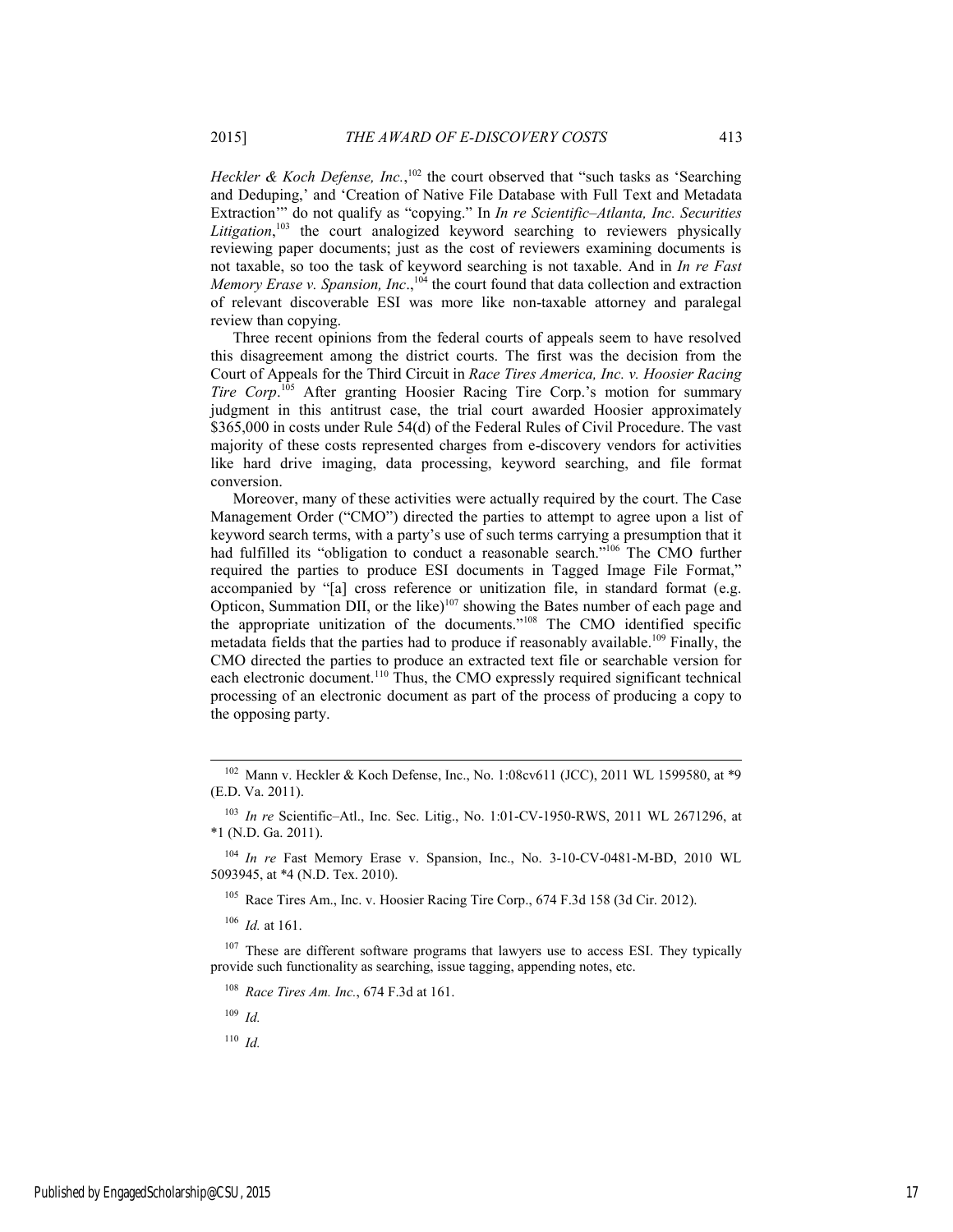*Heckler & Koch Defense, Inc.*,[102] the court observed that "such tasks as 'Searching and Deduping,' and 'Creation of Native File Database with Full Text and Metadata Extraction'" do not qualify as "copying." In *In re Scientific–Atlanta, Inc. Securities Litigation*,[103] the court analogized keyword searching to reviewers physically reviewing paper documents; just as the cost of reviewers examining documents is not taxable, so too the task of keyword searching is not taxable. And in *In re Fast Memory Erase v. Spansion, Inc*.,[104] the court found that data collection and extraction of relevant discoverable ESI was more like non-taxable attorney and paralegal review than copying.

Three recent opinions from the federal courts of appeals seem to have resolved this disagreement among the district courts. The first was the decision from the Court of Appeals for the Third Circuit in *Race Tires America, Inc. v. Hoosier Racing Tire Corp*.[105] After granting Hoosier Racing Tire Corp.'s motion for summary judgment in this antitrust case, the trial court awarded Hoosier approximately $365,000 in costs under Rule 54(d) of the Federal Rules of Civil Procedure. The vast majority of these costs represented charges from e-discovery vendors for activities like hard drive imaging, data processing, keyword searching, and file format conversion.

Moreover, many of these activities were actually required by the court. The Case Management Order ("CMO") directed the parties to attempt to agree upon a list of keyword search terms, with a party's use of such terms carrying a presumption that it had fulfilled its "obligation to conduct a reasonable search."[106] The CMO further required the parties to produce ESI documents in Tagged Image File Format," accompanied by "[a] cross reference or unitization file, in standard format (e.g. Opticon, Summation DII, or the like)[107] showing the Bates number of each page and the appropriate unitization of the documents."[108] The CMO identified specific metadata fields that the parties had to produce if reasonably available.[109] Finally, the CMO directed the parties to produce an extracted text file or searchable version for each electronic document.[110] Thus, the CMO expressly required significant technical processing of an electronic document as part of the process of producing a copy to the opposing party.

---

[102] Mann v. Heckler & Koch Defense, Inc., No. 1:08cv611 (JCC), 2011 WL 1599580, at *9 (E.D. Va. 2011).

[103] *In re* Scientific–Atl., Inc. Sec. Litig., No. 1:01-CV-1950-RWS, 2011 WL 2671296, at *1 (N.D. Ga. 2011).

[104] *In re* Fast Memory Erase v. Spansion, Inc., No. 3-10-CV-0481-M-BD, 2010 WL 5093945, at *4 (N.D. Tex. 2010).

[105] Race Tires Am., Inc. v. Hoosier Racing Tire Corp., 674 F.3d 158 (3d Cir. 2012).

[106] *Id.* at 161.

[107] These are different software programs that lawyers use to access ESI. They typically provide such functionality as searching, issue tagging, appending notes, etc.

[108] *Race Tires Am. Inc.*, 674 F.3d at 161.

[109] *Id.*

[110] *Id.*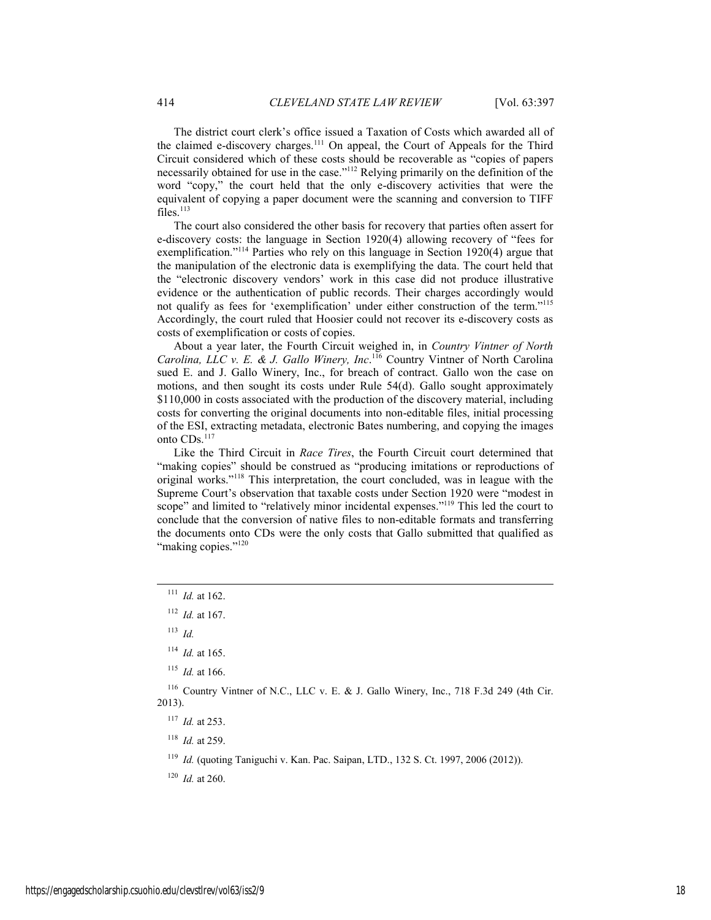The district court clerk's office issued a Taxation of Costs which awarded all of the claimed e-discovery charges.[111] On appeal, the Court of Appeals for the Third Circuit considered which of these costs should be recoverable as "copies of papers necessarily obtained for use in the case."[112] Relying primarily on the definition of the word "copy," the court held that the only e-discovery activities that were the equivalent of copying a paper document were the scanning and conversion to TIFF files.[113]

The court also considered the other basis for recovery that parties often assert for e-discovery costs: the language in Section 1920(4) allowing recovery of "fees for exemplification."[114] Parties who rely on this language in Section 1920(4) argue that the manipulation of the electronic data is exemplifying the data. The court held that the "electronic discovery vendors' work in this case did not produce illustrative evidence or the authentication of public records. Their charges accordingly would not qualify as fees for 'exemplification' under either construction of the term."[115] Accordingly, the court ruled that Hoosier could not recover its e-discovery costs as costs of exemplification or costs of copies.

About a year later, the Fourth Circuit weighed in, in *Country Vintner of North Carolina, LLC v. E. & J. Gallo Winery, Inc*.[116] Country Vintner of North Carolina sued E. and J. Gallo Winery, Inc., for breach of contract. Gallo won the case on motions, and then sought its costs under Rule 54(d). Gallo sought approximately \$110,000 in costs associated with the production of the discovery material, including costs for converting the original documents into non-editable files, initial processing of the ESI, extracting metadata, electronic Bates numbering, and copying the images onto CDs.[117]

Like the Third Circuit in *Race Tires*, the Fourth Circuit court determined that "making copies" should be construed as "producing imitations or reproductions of original works."[118] This interpretation, the court concluded, was in league with the Supreme Court's observation that taxable costs under Section 1920 were "modest in scope" and limited to "relatively minor incidental expenses."[119] This led the court to conclude that the conversion of native files to non-editable formats and transferring the documents onto CDs were the only costs that Gallo submitted that qualified as "making copies."[120]

---

[111] *Id.* at 162.

[112] *Id.* at 167.

[113] *Id.*

[114] *Id.* at 165.

[115] *Id.* at 166.

[116] Country Vintner of N.C., LLC v. E. & J. Gallo Winery, Inc., 718 F.3d 249 (4th Cir. 2013).

[117] *Id.* at 253.

[118] *Id.* at 259.

[119] *Id.* (quoting Taniguchi v. Kan. Pac. Saipan, LTD., 132 S. Ct. 1997, 2006 (2012)).

[120] *Id.* at 260.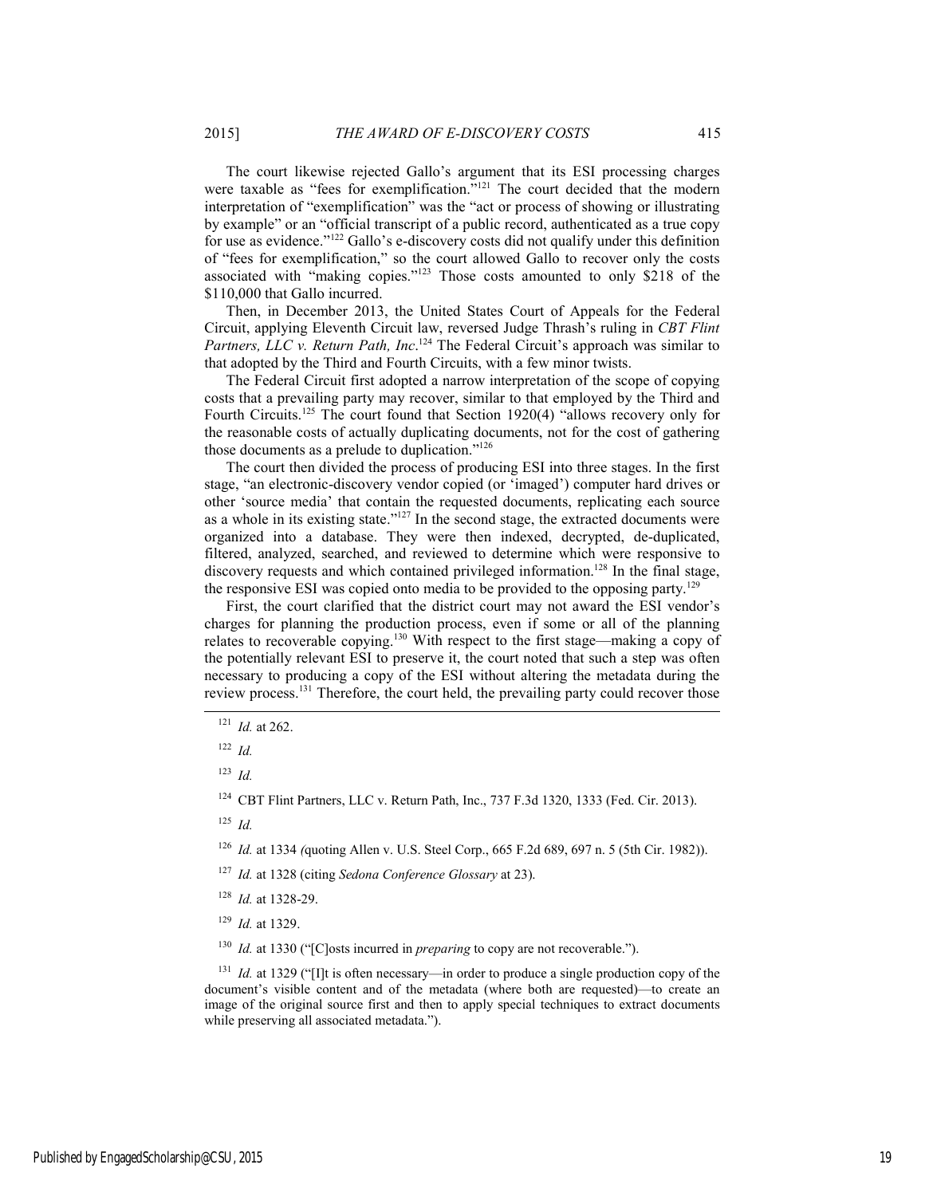The court likewise rejected Gallo's argument that its ESI processing charges were taxable as "fees for exemplification."[121] The court decided that the modern interpretation of "exemplification" was the "act or process of showing or illustrating by example" or an "official transcript of a public record, authenticated as a true copy for use as evidence."[122] Gallo's e-discovery costs did not qualify under this definition of "fees for exemplification," so the court allowed Gallo to recover only the costs associated with "making copies."[123] Those costs amounted to only $218 of the $110,000 that Gallo incurred.

Then, in December 2013, the United States Court of Appeals for the Federal Circuit, applying Eleventh Circuit law, reversed Judge Thrash's ruling in *CBT Flint Partners, LLC v. Return Path, Inc*.[124] The Federal Circuit's approach was similar to that adopted by the Third and Fourth Circuits, with a few minor twists.

The Federal Circuit first adopted a narrow interpretation of the scope of copying costs that a prevailing party may recover, similar to that employed by the Third and Fourth Circuits.[125] The court found that Section 1920(4) "allows recovery only for the reasonable costs of actually duplicating documents, not for the cost of gathering those documents as a prelude to duplication."[126]

The court then divided the process of producing ESI into three stages. In the first stage, "an electronic-discovery vendor copied (or 'imaged') computer hard drives or other 'source media' that contain the requested documents, replicating each source as a whole in its existing state."[127] In the second stage, the extracted documents were organized into a database. They were then indexed, decrypted, de-duplicated, filtered, analyzed, searched, and reviewed to determine which were responsive to discovery requests and which contained privileged information.[128] In the final stage, the responsive ESI was copied onto media to be provided to the opposing party.[129]

First, the court clarified that the district court may not award the ESI vendor's charges for planning the production process, even if some or all of the planning relates to recoverable copying.[130] With respect to the first stage—making a copy of the potentially relevant ESI to preserve it, the court noted that such a step was often necessary to producing a copy of the ESI without altering the metadata during the review process.[131] Therefore, the court held, the prevailing party could recover those

---

[121] *Id.* at 262.

[122] *Id.*

[123] *Id.*

[124] CBT Flint Partners, LLC v. Return Path, Inc., 737 F.3d 1320, 1333 (Fed. Cir. 2013).

[125] *Id.*

[126] *Id.* at 1334 *(*quoting Allen v. U.S. Steel Corp., 665 F.2d 689, 697 n. 5 (5th Cir. 1982)).

[127] *Id.* at 1328 (citing *Sedona Conference Glossary* at 23).

[128] *Id.* at 1328-29.

[129] *Id.* at 1329.

[130] *Id.* at 1330 ("[C]osts incurred in *preparing* to copy are not recoverable.").

[131] *Id.* at 1329 ("[I]t is often necessary—in order to produce a single production copy of the document's visible content and of the metadata (where both are requested)—to create an image of the original source first and then to apply special techniques to extract documents while preserving all associated metadata.").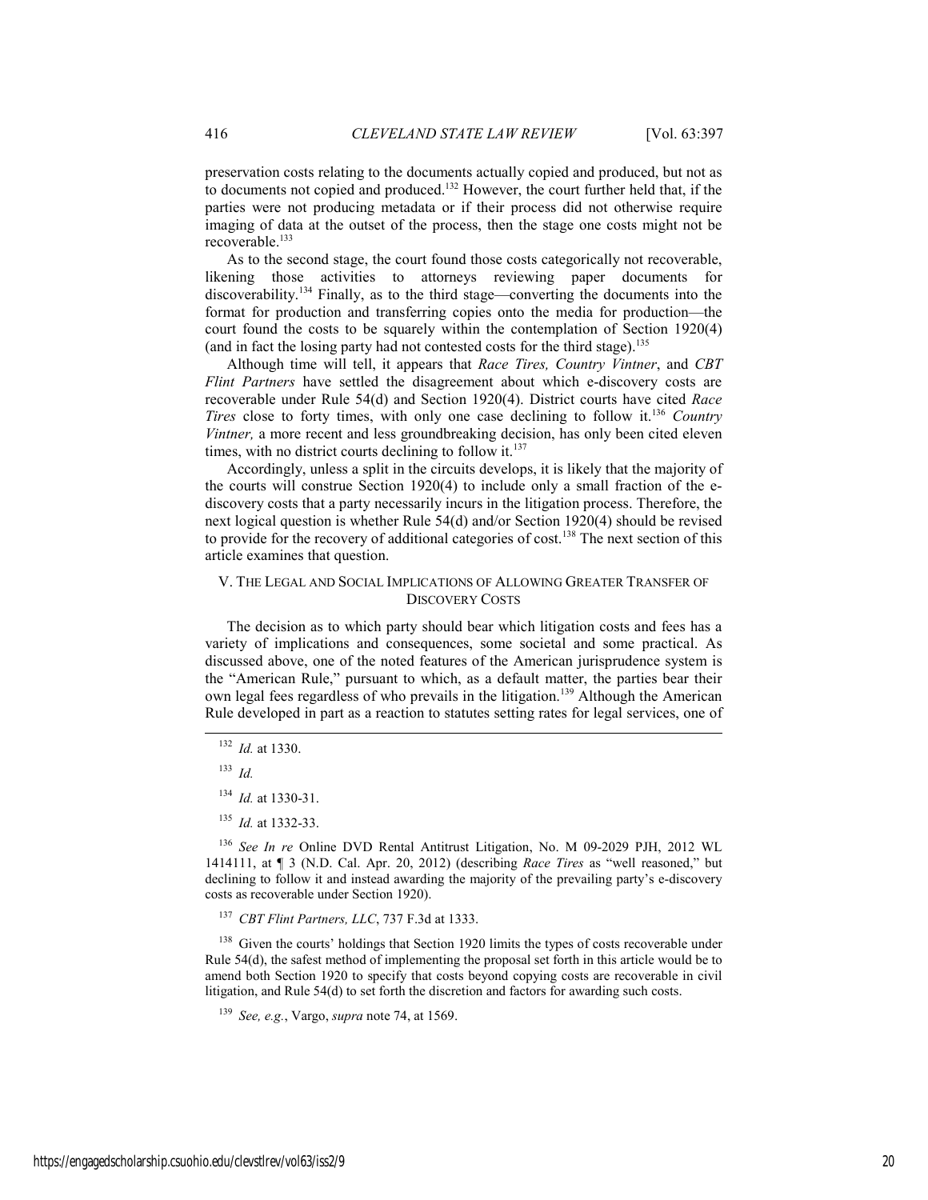preservation costs relating to the documents actually copied and produced, but not as to documents not copied and produced.[132] However, the court further held that, if the parties were not producing metadata or if their process did not otherwise require imaging of data at the outset of the process, then the stage one costs might not be recoverable.[133]

As to the second stage, the court found those costs categorically not recoverable, likening those activities to attorneys reviewing paper documents for discoverability.[134] Finally, as to the third stage—converting the documents into the format for production and transferring copies onto the media for production—the court found the costs to be squarely within the contemplation of Section 1920(4) (and in fact the losing party had not contested costs for the third stage).[135]

Although time will tell, it appears that *Race Tires, Country Vintner*, and *CBT Flint Partners* have settled the disagreement about which e-discovery costs are recoverable under Rule 54(d) and Section 1920(4). District courts have cited *Race Tires* close to forty times, with only one case declining to follow it.[136] *Country Vintner,* a more recent and less groundbreaking decision, has only been cited eleven times, with no district courts declining to follow it.[137]

Accordingly, unless a split in the circuits develops, it is likely that the majority of the courts will construe Section 1920(4) to include only a small fraction of the e-discovery costs that a party necessarily incurs in the litigation process. Therefore, the next logical question is whether Rule 54(d) and/or Section 1920(4) should be revised to provide for the recovery of additional categories of cost.[138] The next section of this article examines that question.

## V. THE LEGAL AND SOCIAL IMPLICATIONS OF ALLOWING GREATER TRANSFER OF DISCOVERY COSTS

The decision as to which party should bear which litigation costs and fees has a variety of implications and consequences, some societal and some practical. As discussed above, one of the noted features of the American jurisprudence system is the "American Rule," pursuant to which, as a default matter, the parties bear their own legal fees regardless of who prevails in the litigation.[139] Although the American Rule developed in part as a reaction to statutes setting rates for legal services, one of

---

[132] *Id.* at 1330.

[133] *Id.*

[134] *Id.* at 1330-31.

[135] *Id.* at 1332-33.

[136] *See In re* Online DVD Rental Antitrust Litigation, No. M 09-2029 PJH, 2012 WL 1414111, at ¶ 3 (N.D. Cal. Apr. 20, 2012) (describing *Race Tires* as "well reasoned," but declining to follow it and instead awarding the majority of the prevailing party's e-discovery costs as recoverable under Section 1920).

[137] *CBT Flint Partners, LLC*, 737 F.3d at 1333.

[138] Given the courts' holdings that Section 1920 limits the types of costs recoverable under Rule 54(d), the safest method of implementing the proposal set forth in this article would be to amend both Section 1920 to specify that costs beyond copying costs are recoverable in civil litigation, and Rule 54(d) to set forth the discretion and factors for awarding such costs.

[139] *See, e.g.*, Vargo, *supra* note 74, at 1569.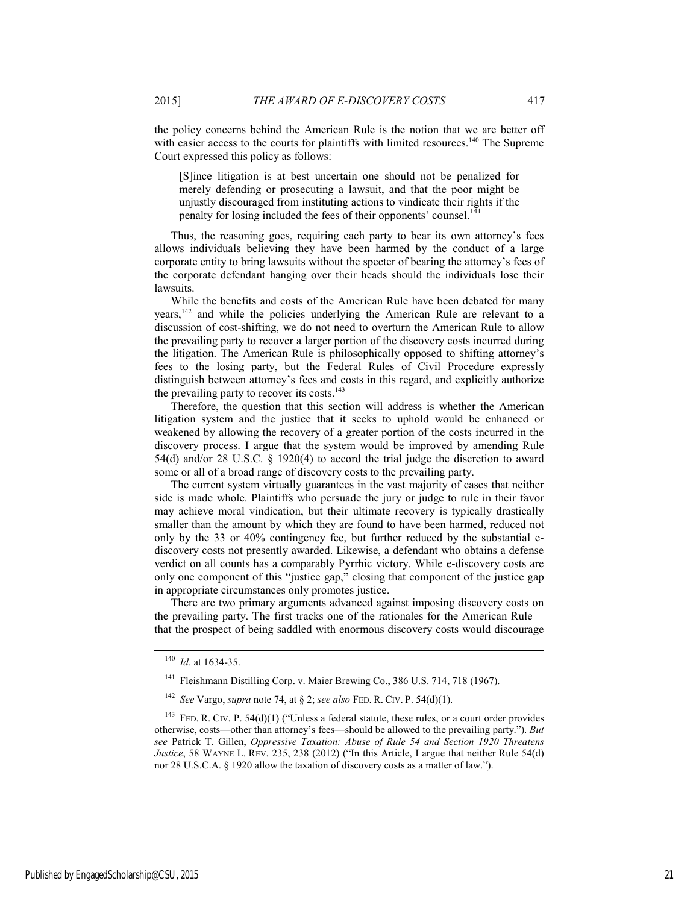the policy concerns behind the American Rule is the notion that we are better off with easier access to the courts for plaintiffs with limited resources.[140] The Supreme Court expressed this policy as follows:

> [S]ince litigation is at best uncertain one should not be penalized for merely defending or prosecuting a lawsuit, and that the poor might be unjustly discouraged from instituting actions to vindicate their rights if the penalty for losing included the fees of their opponents' counsel.[141]

Thus, the reasoning goes, requiring each party to bear its own attorney's fees allows individuals believing they have been harmed by the conduct of a large corporate entity to bring lawsuits without the specter of bearing the attorney's fees of the corporate defendant hanging over their heads should the individuals lose their lawsuits.

While the benefits and costs of the American Rule have been debated for many years,[142] and while the policies underlying the American Rule are relevant to a discussion of cost-shifting, we do not need to overturn the American Rule to allow the prevailing party to recover a larger portion of the discovery costs incurred during the litigation. The American Rule is philosophically opposed to shifting attorney's fees to the losing party, but the Federal Rules of Civil Procedure expressly distinguish between attorney's fees and costs in this regard, and explicitly authorize the prevailing party to recover its costs.[143]

Therefore, the question that this section will address is whether the American litigation system and the justice that it seeks to uphold would be enhanced or weakened by allowing the recovery of a greater portion of the costs incurred in the discovery process. I argue that the system would be improved by amending Rule 54(d) and/or 28 U.S.C. § 1920(4) to accord the trial judge the discretion to award some or all of a broad range of discovery costs to the prevailing party.

The current system virtually guarantees in the vast majority of cases that neither side is made whole. Plaintiffs who persuade the jury or judge to rule in their favor may achieve moral vindication, but their ultimate recovery is typically drastically smaller than the amount by which they are found to have been harmed, reduced not only by the 33 or 40% contingency fee, but further reduced by the substantial e-discovery costs not presently awarded. Likewise, a defendant who obtains a defense verdict on all counts has a comparably Pyrrhic victory. While e-discovery costs are only one component of this "justice gap," closing that component of the justice gap in appropriate circumstances only promotes justice.

There are two primary arguments advanced against imposing discovery costs on the prevailing party. The first tracks one of the rationales for the American Rule—that the prospect of being saddled with enormous discovery costs would discourage

---

[140] *Id.* at 1634-35.

[141] Fleishmann Distilling Corp. v. Maier Brewing Co., 386 U.S. 714, 718 (1967).

[142] *See* Vargo, *supra* note 74, at § 2; *see also* FED. R. CIV. P. 54(d)(1).

[143] FED. R. CIV. P. 54(d)(1) ("Unless a federal statute, these rules, or a court order provides otherwise, costs—other than attorney's fees—should be allowed to the prevailing party."). *But see* Patrick T. Gillen, *Oppressive Taxation: Abuse of Rule 54 and Section 1920 Threatens Justice*, 58 WAYNE L. REV. 235, 238 (2012) ("In this Article, I argue that neither Rule 54(d) nor 28 U.S.C.A. § 1920 allow the taxation of discovery costs as a matter of law.").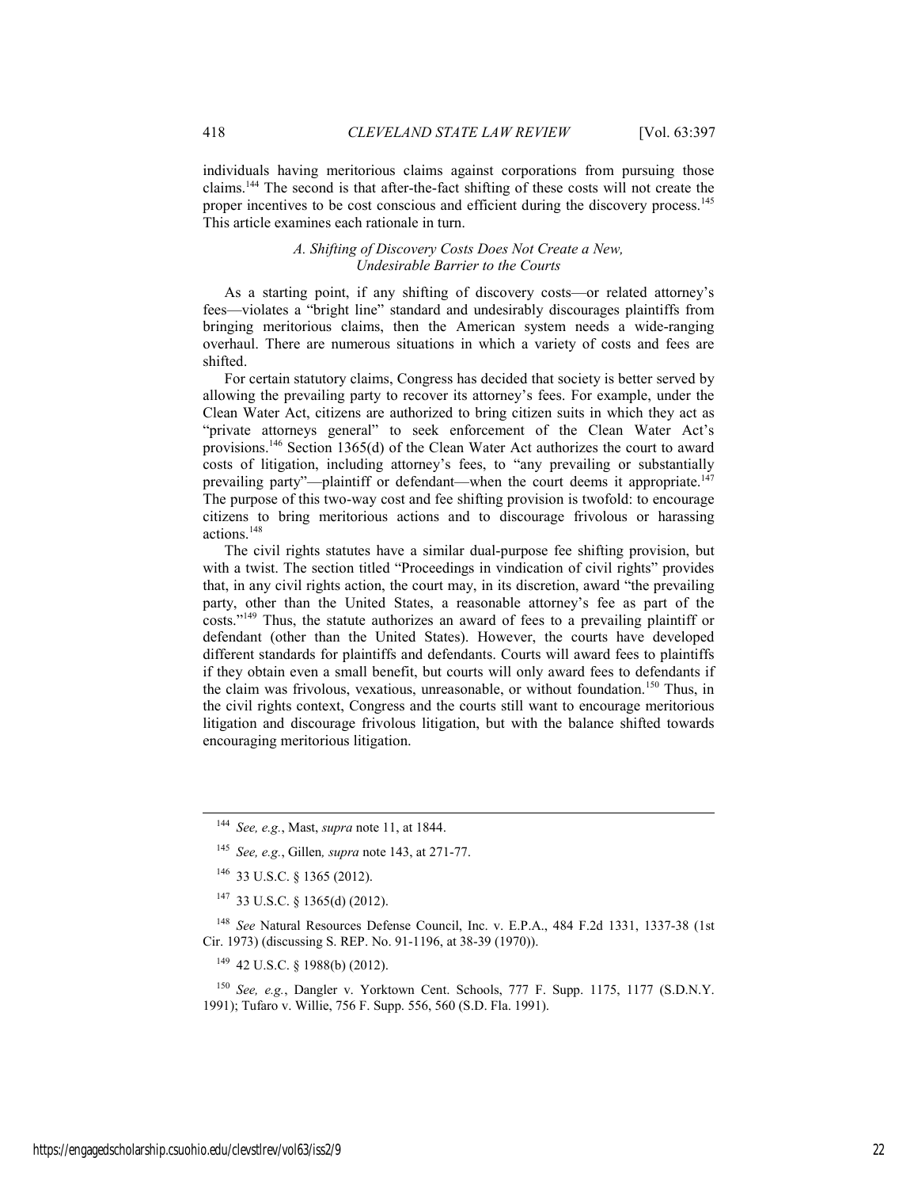individuals having meritorious claims against corporations from pursuing those claims.[144] The second is that after-the-fact shifting of these costs will not create the proper incentives to be cost conscious and efficient during the discovery process.[145] This article examines each rationale in turn.

### *A. Shifting of Discovery Costs Does Not Create a New, Undesirable Barrier to the Courts*

As a starting point, if any shifting of discovery costs—or related attorney's fees—violates a "bright line" standard and undesirably discourages plaintiffs from bringing meritorious claims, then the American system needs a wide-ranging overhaul. There are numerous situations in which a variety of costs and fees are shifted.

For certain statutory claims, Congress has decided that society is better served by allowing the prevailing party to recover its attorney's fees. For example, under the Clean Water Act, citizens are authorized to bring citizen suits in which they act as "private attorneys general" to seek enforcement of the Clean Water Act's provisions.[146] Section 1365(d) of the Clean Water Act authorizes the court to award costs of litigation, including attorney's fees, to "any prevailing or substantially prevailing party"—plaintiff or defendant—when the court deems it appropriate.[147] The purpose of this two-way cost and fee shifting provision is twofold: to encourage citizens to bring meritorious actions and to discourage frivolous or harassing actions.[148]

The civil rights statutes have a similar dual-purpose fee shifting provision, but with a twist. The section titled "Proceedings in vindication of civil rights" provides that, in any civil rights action, the court may, in its discretion, award "the prevailing party, other than the United States, a reasonable attorney's fee as part of the costs."[149] Thus, the statute authorizes an award of fees to a prevailing plaintiff or defendant (other than the United States). However, the courts have developed different standards for plaintiffs and defendants. Courts will award fees to plaintiffs if they obtain even a small benefit, but courts will only award fees to defendants if the claim was frivolous, vexatious, unreasonable, or without foundation.[150] Thus, in the civil rights context, Congress and the courts still want to encourage meritorious litigation and discourage frivolous litigation, but with the balance shifted towards encouraging meritorious litigation.

---

[144] *See, e.g.*, Mast, *supra* note 11, at 1844.

[145] *See, e.g.*, Gillen*, supra* note 143, at 271-77.

[146] 33 U.S.C. § 1365 (2012).

[147] 33 U.S.C. § 1365(d) (2012).

[148] *See* Natural Resources Defense Council, Inc. v. E.P.A., 484 F.2d 1331, 1337-38 (1st Cir. 1973) (discussing S. REP. No. 91-1196, at 38-39 (1970)).

[149] 42 U.S.C. § 1988(b) (2012).

[150] *See, e.g.*, Dangler v. Yorktown Cent. Schools, 777 F. Supp. 1175, 1177 (S.D.N.Y. 1991); Tufaro v. Willie, 756 F. Supp. 556, 560 (S.D. Fla. 1991).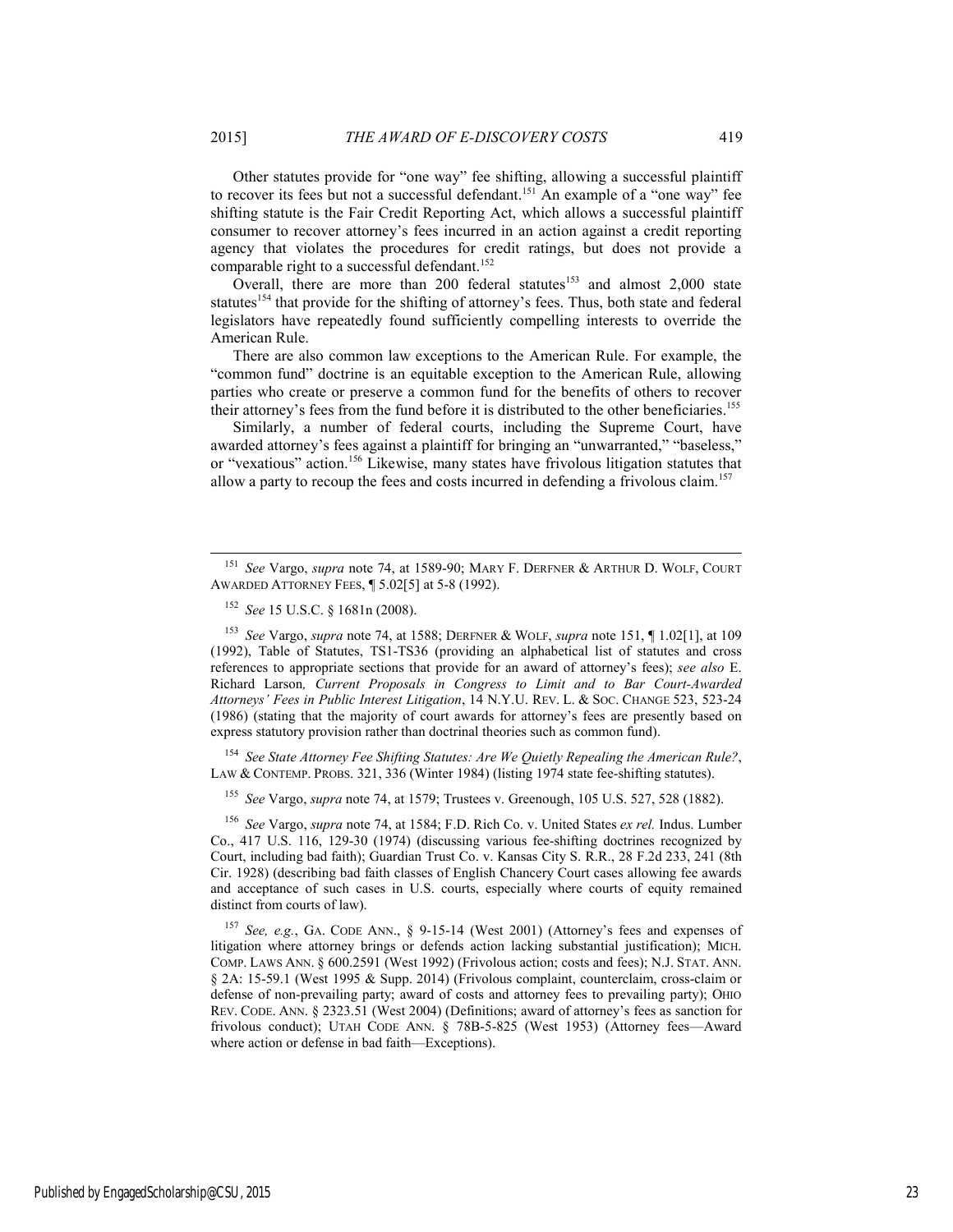Other statutes provide for "one way" fee shifting, allowing a successful plaintiff to recover its fees but not a successful defendant.[151] An example of a "one way" fee shifting statute is the Fair Credit Reporting Act, which allows a successful plaintiff consumer to recover attorney's fees incurred in an action against a credit reporting agency that violates the procedures for credit ratings, but does not provide a comparable right to a successful defendant.[152]

Overall, there are more than 200 federal statutes[153] and almost 2,000 state statutes[154] that provide for the shifting of attorney's fees. Thus, both state and federal legislators have repeatedly found sufficiently compelling interests to override the American Rule.

There are also common law exceptions to the American Rule. For example, the "common fund" doctrine is an equitable exception to the American Rule, allowing parties who create or preserve a common fund for the benefits of others to recover their attorney's fees from the fund before it is distributed to the other beneficiaries.[155]

Similarly, a number of federal courts, including the Supreme Court, have awarded attorney's fees against a plaintiff for bringing an "unwarranted," "baseless," or "vexatious" action.[156] Likewise, many states have frivolous litigation statutes that allow a party to recoup the fees and costs incurred in defending a frivolous claim.[157]

---

[151] *See* Vargo, *supra* note 74, at 1589-90; MARY F. DERFNER & ARTHUR D. WOLF, COURT AWARDED ATTORNEY FEES, ¶ 5.02[5] at 5-8 (1992).

[152] *See* 15 U.S.C. § 1681n (2008).

[153] *See* Vargo, *supra* note 74, at 1588; DERFNER & WOLF, *supra* note 151, ¶ 1.02[1], at 109 (1992), Table of Statutes, TS1-TS36 (providing an alphabetical list of statutes and cross references to appropriate sections that provide for an award of attorney's fees); *see also* E. Richard Larson*, Current Proposals in Congress to Limit and to Bar Court-Awarded Attorneys' Fees in Public Interest Litigation*, 14 N.Y.U. REV. L. & SOC. CHANGE 523, 523-24 (1986) (stating that the majority of court awards for attorney's fees are presently based on express statutory provision rather than doctrinal theories such as common fund).

[154] *See State Attorney Fee Shifting Statutes: Are We Quietly Repealing the American Rule?*, LAW & CONTEMP. PROBS. 321, 336 (Winter 1984) (listing 1974 state fee-shifting statutes).

[155] *See* Vargo, *supra* note 74, at 1579; Trustees v. Greenough, 105 U.S. 527, 528 (1882).

[156] *See* Vargo, *supra* note 74, at 1584; F.D. Rich Co. v. United States *ex rel.* Indus. Lumber Co., 417 U.S. 116, 129-30 (1974) (discussing various fee-shifting doctrines recognized by Court, including bad faith); Guardian Trust Co. v. Kansas City S. R.R., 28 F.2d 233, 241 (8th Cir. 1928) (describing bad faith classes of English Chancery Court cases allowing fee awards and acceptance of such cases in U.S. courts, especially where courts of equity remained distinct from courts of law).

[157] *See, e.g.*, GA. CODE ANN., § 9-15-14 (West 2001) (Attorney's fees and expenses of litigation where attorney brings or defends action lacking substantial justification); MICH. COMP. LAWS ANN. § 600.2591 (West 1992) (Frivolous action; costs and fees); N.J. STAT. ANN. § 2A: 15-59.1 (West 1995 & Supp. 2014) (Frivolous complaint, counterclaim, cross-claim or defense of non-prevailing party; award of costs and attorney fees to prevailing party); OHIO REV. CODE. ANN. § 2323.51 (West 2004) (Definitions; award of attorney's fees as sanction for frivolous conduct); UTAH CODE ANN. § 78B-5-825 (West 1953) (Attorney fees—Award where action or defense in bad faith—Exceptions).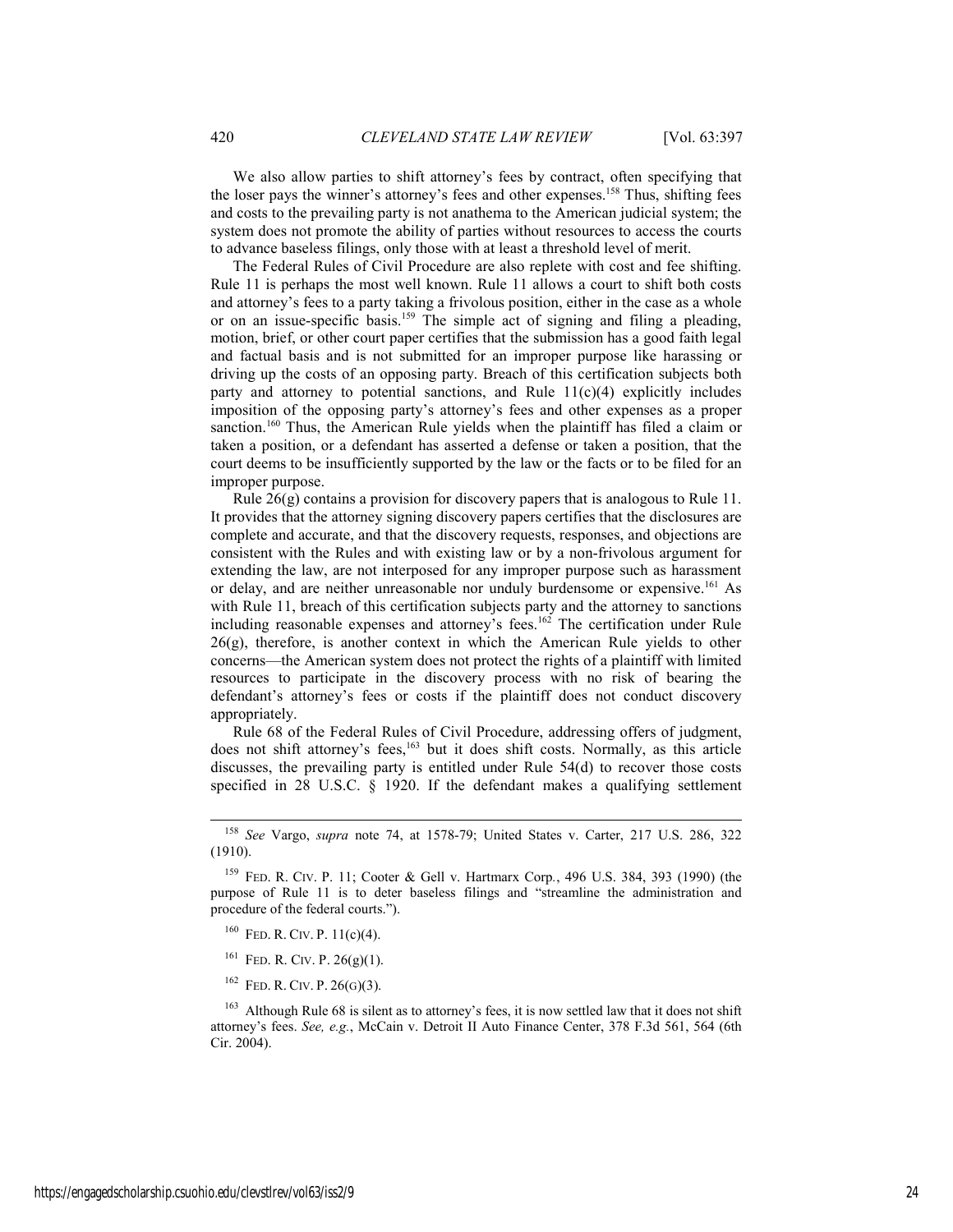We also allow parties to shift attorney's fees by contract, often specifying that the loser pays the winner's attorney's fees and other expenses.[158] Thus, shifting fees and costs to the prevailing party is not anathema to the American judicial system; the system does not promote the ability of parties without resources to access the courts to advance baseless filings, only those with at least a threshold level of merit.

The Federal Rules of Civil Procedure are also replete with cost and fee shifting. Rule 11 is perhaps the most well known. Rule 11 allows a court to shift both costs and attorney's fees to a party taking a frivolous position, either in the case as a whole or on an issue-specific basis.[159] The simple act of signing and filing a pleading, motion, brief, or other court paper certifies that the submission has a good faith legal and factual basis and is not submitted for an improper purpose like harassing or driving up the costs of an opposing party. Breach of this certification subjects both party and attorney to potential sanctions, and Rule 11(c)(4) explicitly includes imposition of the opposing party's attorney's fees and other expenses as a proper sanction.[160] Thus, the American Rule yields when the plaintiff has filed a claim or taken a position, or a defendant has asserted a defense or taken a position, that the court deems to be insufficiently supported by the law or the facts or to be filed for an improper purpose.

Rule 26(g) contains a provision for discovery papers that is analogous to Rule 11. It provides that the attorney signing discovery papers certifies that the disclosures are complete and accurate, and that the discovery requests, responses, and objections are consistent with the Rules and with existing law or by a non-frivolous argument for extending the law, are not interposed for any improper purpose such as harassment or delay, and are neither unreasonable nor unduly burdensome or expensive.[161] As with Rule 11, breach of this certification subjects party and the attorney to sanctions including reasonable expenses and attorney's fees.[162] The certification under Rule 26(g), therefore, is another context in which the American Rule yields to other concerns—the American system does not protect the rights of a plaintiff with limited resources to participate in the discovery process with no risk of bearing the defendant's attorney's fees or costs if the plaintiff does not conduct discovery appropriately.

Rule 68 of the Federal Rules of Civil Procedure, addressing offers of judgment, does not shift attorney's fees,[163] but it does shift costs. Normally, as this article discusses, the prevailing party is entitled under Rule 54(d) to recover those costs specified in 28 U.S.C. § 1920. If the defendant makes a qualifying settlement

---

[158] *See* Vargo, *supra* note 74, at 1578-79; United States v. Carter, 217 U.S. 286, 322 (1910).

[159] FED. R. CIV. P. 11; Cooter & Gell v. Hartmarx Corp., 496 U.S. 384, 393 (1990) (the purpose of Rule 11 is to deter baseless filings and "streamline the administration and procedure of the federal courts.").

[160] FED. R. CIV. P. 11(c)(4).

[161] FED. R. CIV. P. 26(g)(1).

[162] FED. R. CIV. P. 26(G)(3).

[163] Although Rule 68 is silent as to attorney's fees, it is now settled law that it does not shift attorney's fees. *See, e.g.*, McCain v. Detroit II Auto Finance Center, 378 F.3d 561, 564 (6th Cir. 2004).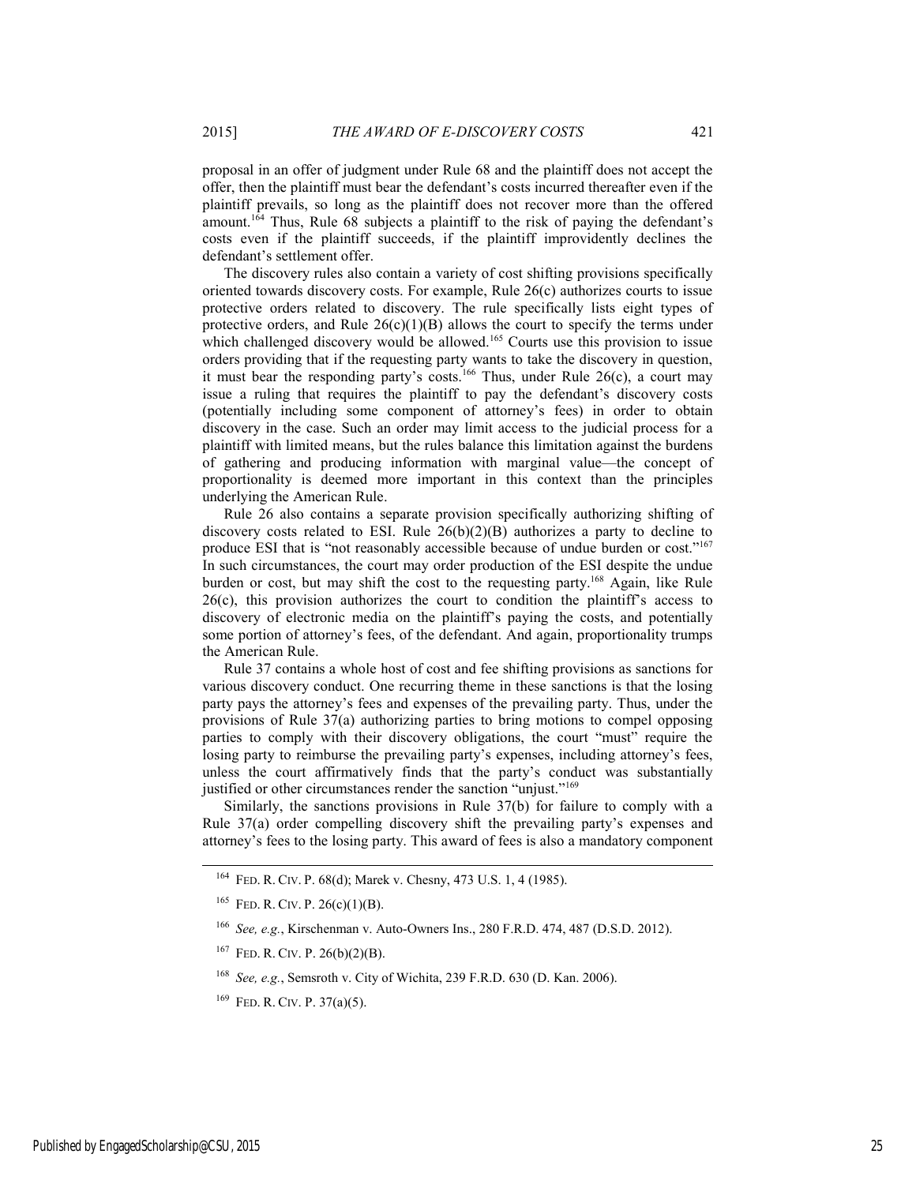proposal in an offer of judgment under Rule 68 and the plaintiff does not accept the offer, then the plaintiff must bear the defendant's costs incurred thereafter even if the plaintiff prevails, so long as the plaintiff does not recover more than the offered amount.[164] Thus, Rule 68 subjects a plaintiff to the risk of paying the defendant's costs even if the plaintiff succeeds, if the plaintiff improvidently declines the defendant's settlement offer.

The discovery rules also contain a variety of cost shifting provisions specifically oriented towards discovery costs. For example, Rule 26(c) authorizes courts to issue protective orders related to discovery. The rule specifically lists eight types of protective orders, and Rule 26(c)(1)(B) allows the court to specify the terms under which challenged discovery would be allowed.[165] Courts use this provision to issue orders providing that if the requesting party wants to take the discovery in question, it must bear the responding party's costs.[166] Thus, under Rule 26(c), a court may issue a ruling that requires the plaintiff to pay the defendant's discovery costs (potentially including some component of attorney's fees) in order to obtain discovery in the case. Such an order may limit access to the judicial process for a plaintiff with limited means, but the rules balance this limitation against the burdens of gathering and producing information with marginal value—the concept of proportionality is deemed more important in this context than the principles underlying the American Rule.

Rule 26 also contains a separate provision specifically authorizing shifting of discovery costs related to ESI. Rule 26(b)(2)(B) authorizes a party to decline to produce ESI that is "not reasonably accessible because of undue burden or cost."[167] In such circumstances, the court may order production of the ESI despite the undue burden or cost, but may shift the cost to the requesting party.[168] Again, like Rule 26(c), this provision authorizes the court to condition the plaintiff's access to discovery of electronic media on the plaintiff's paying the costs, and potentially some portion of attorney's fees, of the defendant. And again, proportionality trumps the American Rule.

Rule 37 contains a whole host of cost and fee shifting provisions as sanctions for various discovery conduct. One recurring theme in these sanctions is that the losing party pays the attorney's fees and expenses of the prevailing party. Thus, under the provisions of Rule 37(a) authorizing parties to bring motions to compel opposing parties to comply with their discovery obligations, the court "must" require the losing party to reimburse the prevailing party's expenses, including attorney's fees, unless the court affirmatively finds that the party's conduct was substantially justified or other circumstances render the sanction "unjust."[169]

Similarly, the sanctions provisions in Rule 37(b) for failure to comply with a Rule 37(a) order compelling discovery shift the prevailing party's expenses and attorney's fees to the losing party. This award of fees is also a mandatory component

---

[164] FED. R. CIV. P. 68(d); Marek v. Chesny, 473 U.S. 1, 4 (1985).

[165] FED. R. CIV. P. 26(c)(1)(B).

[166] *See, e.g.*, Kirschenman v. Auto-Owners Ins., 280 F.R.D. 474, 487 (D.S.D. 2012).

[167] FED. R. CIV. P. 26(b)(2)(B).

[168] *See, e.g.*, Semsroth v. City of Wichita, 239 F.R.D. 630 (D. Kan. 2006).

[169] FED. R. CIV. P. 37(a)(5).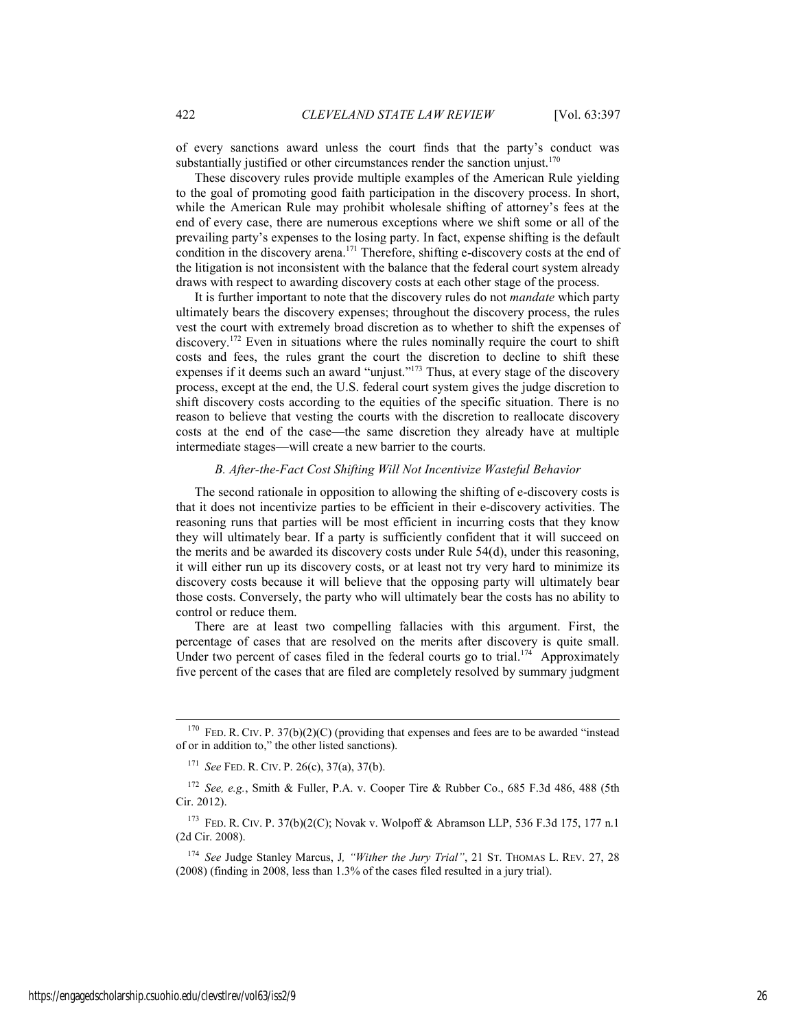of every sanctions award unless the court finds that the party's conduct was substantially justified or other circumstances render the sanction unjust.[170]

These discovery rules provide multiple examples of the American Rule yielding to the goal of promoting good faith participation in the discovery process. In short, while the American Rule may prohibit wholesale shifting of attorney's fees at the end of every case, there are numerous exceptions where we shift some or all of the prevailing party's expenses to the losing party. In fact, expense shifting is the default condition in the discovery arena.[171] Therefore, shifting e-discovery costs at the end of the litigation is not inconsistent with the balance that the federal court system already draws with respect to awarding discovery costs at each other stage of the process.

It is further important to note that the discovery rules do not *mandate* which party ultimately bears the discovery expenses; throughout the discovery process, the rules vest the court with extremely broad discretion as to whether to shift the expenses of discovery.[172] Even in situations where the rules nominally require the court to shift costs and fees, the rules grant the court the discretion to decline to shift these expenses if it deems such an award "unjust."[173] Thus, at every stage of the discovery process, except at the end, the U.S. federal court system gives the judge discretion to shift discovery costs according to the equities of the specific situation. There is no reason to believe that vesting the courts with the discretion to reallocate discovery costs at the end of the case—the same discretion they already have at multiple intermediate stages—will create a new barrier to the courts.

### *B. After-the-Fact Cost Shifting Will Not Incentivize Wasteful Behavior*

The second rationale in opposition to allowing the shifting of e-discovery costs is that it does not incentivize parties to be efficient in their e-discovery activities. The reasoning runs that parties will be most efficient in incurring costs that they know they will ultimately bear. If a party is sufficiently confident that it will succeed on the merits and be awarded its discovery costs under Rule 54(d), under this reasoning, it will either run up its discovery costs, or at least not try very hard to minimize its discovery costs because it will believe that the opposing party will ultimately bear those costs. Conversely, the party who will ultimately bear the costs has no ability to control or reduce them.

There are at least two compelling fallacies with this argument. First, the percentage of cases that are resolved on the merits after discovery is quite small. Under two percent of cases filed in the federal courts go to trial.[174] Approximately five percent of the cases that are filed are completely resolved by summary judgment

---

[170] FED. R. CIV. P. 37(b)(2)(C) (providing that expenses and fees are to be awarded "instead of or in addition to," the other listed sanctions).

[171] *See* FED. R. CIV. P. 26(c), 37(a), 37(b).

[172] *See, e.g.*, Smith & Fuller, P.A. v. Cooper Tire & Rubber Co., 685 F.3d 486, 488 (5th Cir. 2012).

[173] FED. R. CIV. P. 37(b)(2(C); Novak v. Wolpoff & Abramson LLP, 536 F.3d 175, 177 n.1 (2d Cir. 2008).

[174] *See* Judge Stanley Marcus, J*, "Wither the Jury Trial"*, 21 ST. THOMAS L. REV. 27, 28 (2008) (finding in 2008, less than 1.3% of the cases filed resulted in a jury trial).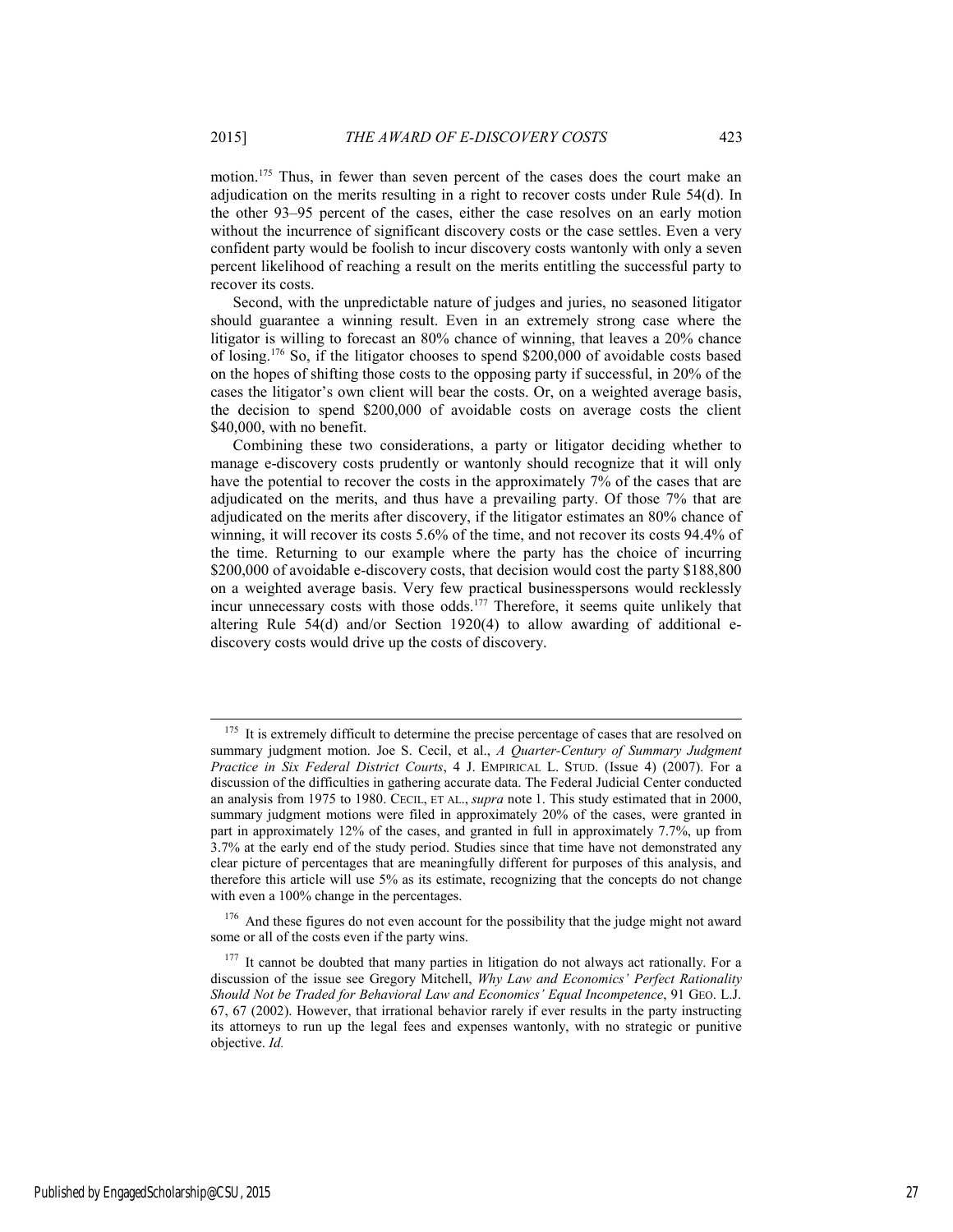motion.[175] Thus, in fewer than seven percent of the cases does the court make an adjudication on the merits resulting in a right to recover costs under Rule 54(d). In the other 93–95 percent of the cases, either the case resolves on an early motion without the incurrence of significant discovery costs or the case settles. Even a very confident party would be foolish to incur discovery costs wantonly with only a seven percent likelihood of reaching a result on the merits entitling the successful party to recover its costs.

Second, with the unpredictable nature of judges and juries, no seasoned litigator should guarantee a winning result. Even in an extremely strong case where the litigator is willing to forecast an 80% chance of winning, that leaves a 20% chance of losing.[176] So, if the litigator chooses to spend $200,000 of avoidable costs based on the hopes of shifting those costs to the opposing party if successful, in 20% of the cases the litigator's own client will bear the costs. Or, on a weighted average basis, the decision to spend $200,000 of avoidable costs on average costs the client $40,000, with no benefit.

Combining these two considerations, a party or litigator deciding whether to manage e-discovery costs prudently or wantonly should recognize that it will only have the potential to recover the costs in the approximately 7% of the cases that are adjudicated on the merits, and thus have a prevailing party. Of those 7% that are adjudicated on the merits after discovery, if the litigator estimates an 80% chance of winning, it will recover its costs 5.6% of the time, and not recover its costs 94.4% of the time. Returning to our example where the party has the choice of incurring $200,000 of avoidable e-discovery costs, that decision would cost the party $188,800 on a weighted average basis. Very few practical businesspersons would recklessly incur unnecessary costs with those odds.[177] Therefore, it seems quite unlikely that altering Rule 54(d) and/or Section 1920(4) to allow awarding of additional e-discovery costs would drive up the costs of discovery.

---

[175] It is extremely difficult to determine the precise percentage of cases that are resolved on summary judgment motion. Joe S. Cecil, et al., *A Quarter-Century of Summary Judgment Practice in Six Federal District Courts*, 4 J. EMPIRICAL L. STUD. (Issue 4) (2007). For a discussion of the difficulties in gathering accurate data. The Federal Judicial Center conducted an analysis from 1975 to 1980. CECIL, ET AL., *supra* note 1. This study estimated that in 2000, summary judgment motions were filed in approximately 20% of the cases, were granted in part in approximately 12% of the cases, and granted in full in approximately 7.7%, up from 3.7% at the early end of the study period. Studies since that time have not demonstrated any clear picture of percentages that are meaningfully different for purposes of this analysis, and therefore this article will use 5% as its estimate, recognizing that the concepts do not change with even a 100% change in the percentages.

[176] And these figures do not even account for the possibility that the judge might not award some or all of the costs even if the party wins.

[177] It cannot be doubted that many parties in litigation do not always act rationally. For a discussion of the issue see Gregory Mitchell, *Why Law and Economics' Perfect Rationality Should Not be Traded for Behavioral Law and Economics' Equal Incompetence*, 91 GEO. L.J. 67, 67 (2002). However, that irrational behavior rarely if ever results in the party instructing its attorneys to run up the legal fees and expenses wantonly, with no strategic or punitive objective. *Id.*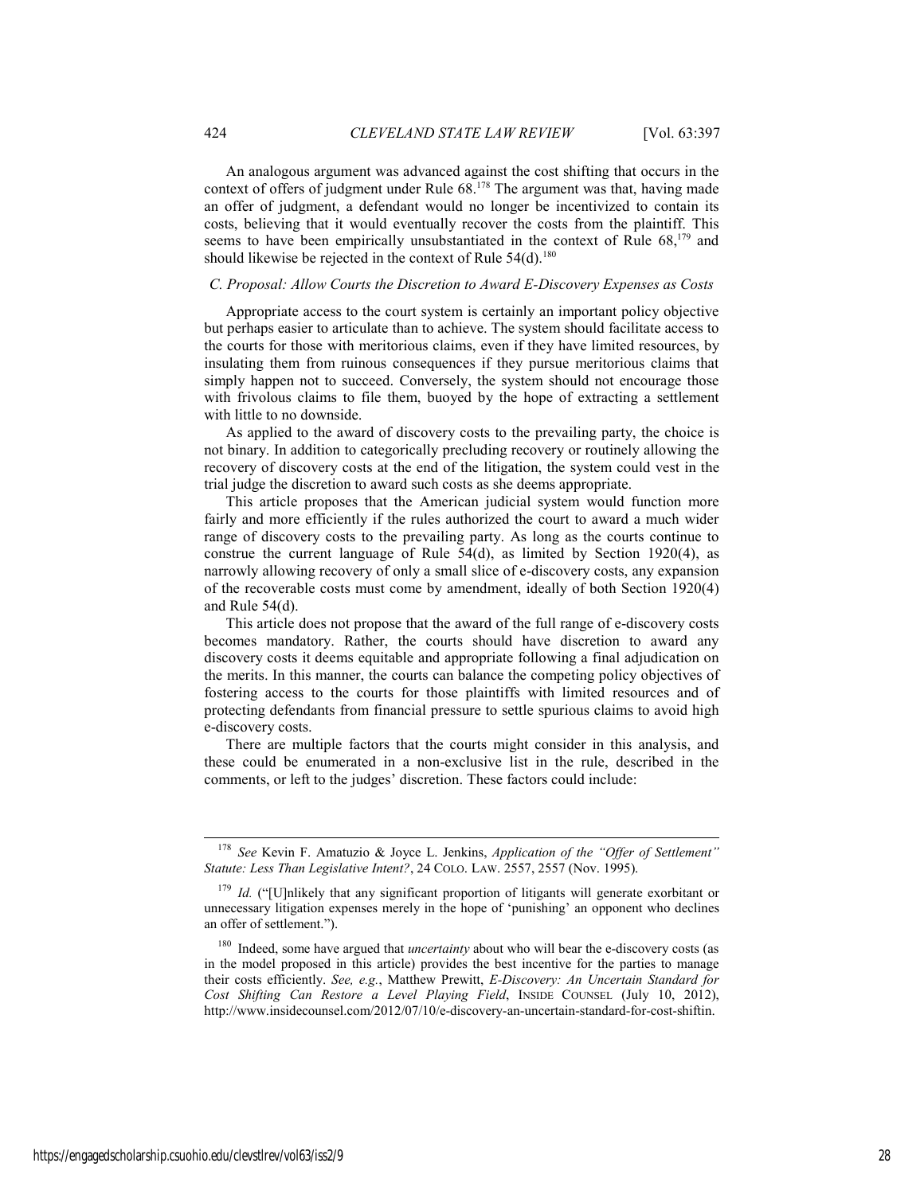An analogous argument was advanced against the cost shifting that occurs in the context of offers of judgment under Rule 68.[178] The argument was that, having made an offer of judgment, a defendant would no longer be incentivized to contain its costs, believing that it would eventually recover the costs from the plaintiff. This seems to have been empirically unsubstantiated in the context of Rule 68,[179] and should likewise be rejected in the context of Rule 54(d).[180]

### *C. Proposal: Allow Courts the Discretion to Award E-Discovery Expenses as Costs*

Appropriate access to the court system is certainly an important policy objective but perhaps easier to articulate than to achieve. The system should facilitate access to the courts for those with meritorious claims, even if they have limited resources, by insulating them from ruinous consequences if they pursue meritorious claims that simply happen not to succeed. Conversely, the system should not encourage those with frivolous claims to file them, buoyed by the hope of extracting a settlement with little to no downside.

As applied to the award of discovery costs to the prevailing party, the choice is not binary. In addition to categorically precluding recovery or routinely allowing the recovery of discovery costs at the end of the litigation, the system could vest in the trial judge the discretion to award such costs as she deems appropriate.

This article proposes that the American judicial system would function more fairly and more efficiently if the rules authorized the court to award a much wider range of discovery costs to the prevailing party. As long as the courts continue to construe the current language of Rule 54(d), as limited by Section 1920(4), as narrowly allowing recovery of only a small slice of e-discovery costs, any expansion of the recoverable costs must come by amendment, ideally of both Section 1920(4) and Rule 54(d).

This article does not propose that the award of the full range of e-discovery costs becomes mandatory. Rather, the courts should have discretion to award any discovery costs it deems equitable and appropriate following a final adjudication on the merits. In this manner, the courts can balance the competing policy objectives of fostering access to the courts for those plaintiffs with limited resources and of protecting defendants from financial pressure to settle spurious claims to avoid high e-discovery costs.

There are multiple factors that the courts might consider in this analysis, and these could be enumerated in a non-exclusive list in the rule, described in the comments, or left to the judges' discretion. These factors could include:

---

[178] *See* Kevin F. Amatuzio & Joyce L. Jenkins, *Application of the "Offer of Settlement" Statute: Less Than Legislative Intent?*, 24 COLO. LAW. 2557, 2557 (Nov. 1995).

[179] *Id.* ("[U]nlikely that any significant proportion of litigants will generate exorbitant or unnecessary litigation expenses merely in the hope of 'punishing' an opponent who declines an offer of settlement.").

[180] Indeed, some have argued that *uncertainty* about who will bear the e-discovery costs (as in the model proposed in this article) provides the best incentive for the parties to manage their costs efficiently. *See, e.g.*, Matthew Prewitt, *E-Discovery: An Uncertain Standard for Cost Shifting Can Restore a Level Playing Field*, INSIDE COUNSEL (July 10, 2012), http://www.insidecounsel.com/2012/07/10/e-discovery-an-uncertain-standard-for-cost-shiftin.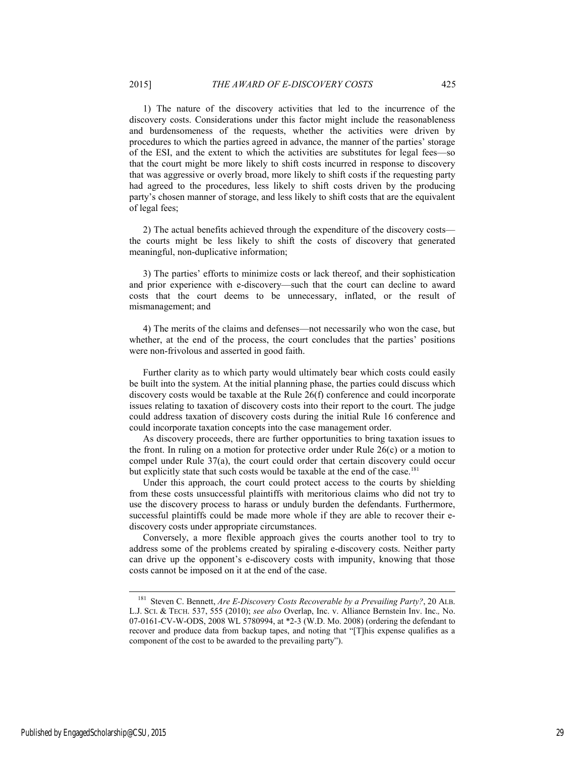1) The nature of the discovery activities that led to the incurrence of the discovery costs. Considerations under this factor might include the reasonableness and burdensomeness of the requests, whether the activities were driven by procedures to which the parties agreed in advance, the manner of the parties' storage of the ESI, and the extent to which the activities are substitutes for legal fees—so that the court might be more likely to shift costs incurred in response to discovery that was aggressive or overly broad, more likely to shift costs if the requesting party had agreed to the procedures, less likely to shift costs driven by the producing party's chosen manner of storage, and less likely to shift costs that are the equivalent of legal fees;

2) The actual benefits achieved through the expenditure of the discovery costs—the courts might be less likely to shift the costs of discovery that generated meaningful, non-duplicative information;

3) The parties' efforts to minimize costs or lack thereof, and their sophistication and prior experience with e-discovery—such that the court can decline to award costs that the court deems to be unnecessary, inflated, or the result of mismanagement; and

4) The merits of the claims and defenses—not necessarily who won the case, but whether, at the end of the process, the court concludes that the parties' positions were non-frivolous and asserted in good faith.

Further clarity as to which party would ultimately bear which costs could easily be built into the system. At the initial planning phase, the parties could discuss which discovery costs would be taxable at the Rule 26(f) conference and could incorporate issues relating to taxation of discovery costs into their report to the court. The judge could address taxation of discovery costs during the initial Rule 16 conference and could incorporate taxation concepts into the case management order.

As discovery proceeds, there are further opportunities to bring taxation issues to the front. In ruling on a motion for protective order under Rule 26(c) or a motion to compel under Rule 37(a), the court could order that certain discovery could occur but explicitly state that such costs would be taxable at the end of the case.[181]

Under this approach, the court could protect access to the courts by shielding from these costs unsuccessful plaintiffs with meritorious claims who did not try to use the discovery process to harass or unduly burden the defendants. Furthermore, successful plaintiffs could be made more whole if they are able to recover their e-discovery costs under appropriate circumstances.

Conversely, a more flexible approach gives the courts another tool to try to address some of the problems created by spiraling e-discovery costs. Neither party can drive up the opponent's e-discovery costs with impunity, knowing that those costs cannot be imposed on it at the end of the case.

---

[181] Steven C. Bennett, *Are E-Discovery Costs Recoverable by a Prevailing Party?*, 20 ALB. L.J. SCI. & TECH. 537, 555 (2010); *see also* Overlap, Inc. v. Alliance Bernstein Inv. Inc., No. 07-0161-CV-W-ODS, 2008 WL 5780994, at *2-3 (W.D. Mo. 2008) (ordering the defendant to recover and produce data from backup tapes, and noting that "[T]his expense qualifies as a component of the cost to be awarded to the prevailing party").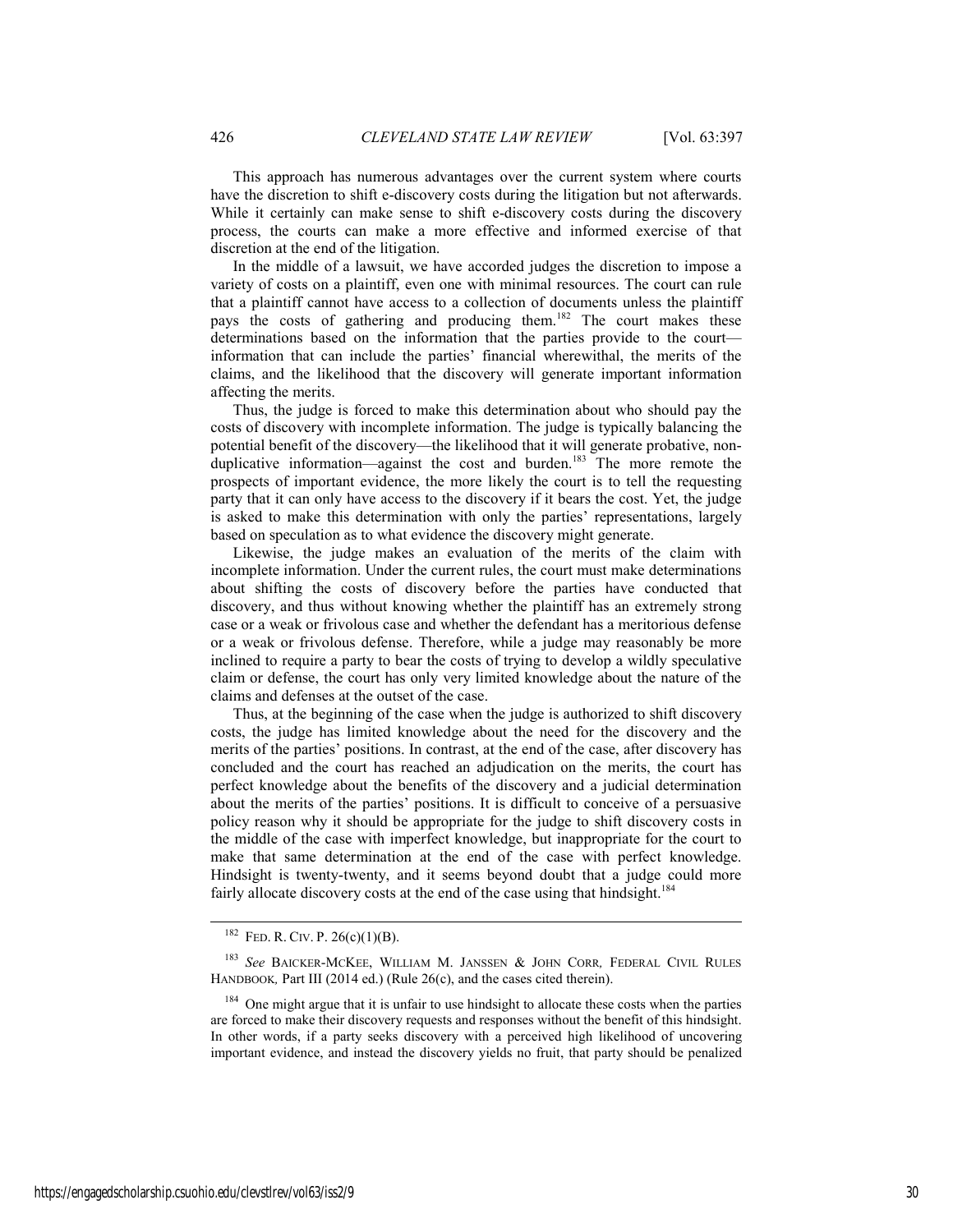This approach has numerous advantages over the current system where courts have the discretion to shift e-discovery costs during the litigation but not afterwards. While it certainly can make sense to shift e-discovery costs during the discovery process, the courts can make a more effective and informed exercise of that discretion at the end of the litigation.

In the middle of a lawsuit, we have accorded judges the discretion to impose a variety of costs on a plaintiff, even one with minimal resources. The court can rule that a plaintiff cannot have access to a collection of documents unless the plaintiff pays the costs of gathering and producing them.[182] The court makes these determinations based on the information that the parties provide to the court—information that can include the parties' financial wherewithal, the merits of the claims, and the likelihood that the discovery will generate important information affecting the merits.

Thus, the judge is forced to make this determination about who should pay the costs of discovery with incomplete information. The judge is typically balancing the potential benefit of the discovery—the likelihood that it will generate probative, non-duplicative information—against the cost and burden.[183] The more remote the prospects of important evidence, the more likely the court is to tell the requesting party that it can only have access to the discovery if it bears the cost. Yet, the judge is asked to make this determination with only the parties' representations, largely based on speculation as to what evidence the discovery might generate.

Likewise, the judge makes an evaluation of the merits of the claim with incomplete information. Under the current rules, the court must make determinations about shifting the costs of discovery before the parties have conducted that discovery, and thus without knowing whether the plaintiff has an extremely strong case or a weak or frivolous case and whether the defendant has a meritorious defense or a weak or frivolous defense. Therefore, while a judge may reasonably be more inclined to require a party to bear the costs of trying to develop a wildly speculative claim or defense, the court has only very limited knowledge about the nature of the claims and defenses at the outset of the case.

Thus, at the beginning of the case when the judge is authorized to shift discovery costs, the judge has limited knowledge about the need for the discovery and the merits of the parties' positions. In contrast, at the end of the case, after discovery has concluded and the court has reached an adjudication on the merits, the court has perfect knowledge about the benefits of the discovery and a judicial determination about the merits of the parties' positions. It is difficult to conceive of a persuasive policy reason why it should be appropriate for the judge to shift discovery costs in the middle of the case with imperfect knowledge, but inappropriate for the court to make that same determination at the end of the case with perfect knowledge. Hindsight is twenty-twenty, and it seems beyond doubt that a judge could more fairly allocate discovery costs at the end of the case using that hindsight.[184]

---

[182] FED. R. CIV. P. 26(c)(1)(B).

[183] *See* BAICKER-MCKEE, WILLIAM M. JANSSEN & JOHN CORR, FEDERAL CIVIL RULES HANDBOOK, Part III (2014 ed.) (Rule 26(c), and the cases cited therein).

[184] One might argue that it is unfair to use hindsight to allocate these costs when the parties are forced to make their discovery requests and responses without the benefit of this hindsight. In other words, if a party seeks discovery with a perceived high likelihood of uncovering important evidence, and instead the discovery yields no fruit, that party should be penalized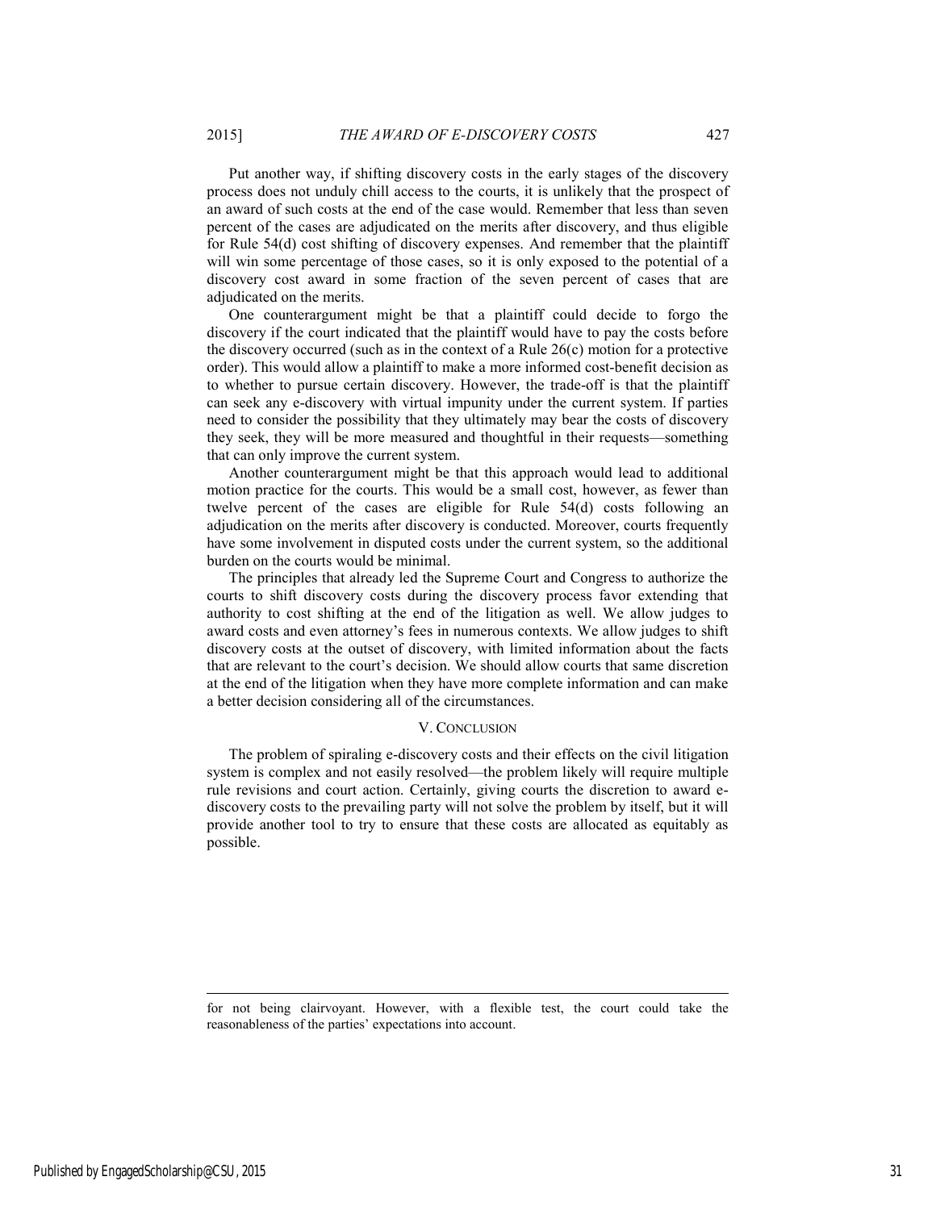Put another way, if shifting discovery costs in the early stages of the discovery process does not unduly chill access to the courts, it is unlikely that the prospect of an award of such costs at the end of the case would. Remember that less than seven percent of the cases are adjudicated on the merits after discovery, and thus eligible for Rule 54(d) cost shifting of discovery expenses. And remember that the plaintiff will win some percentage of those cases, so it is only exposed to the potential of a discovery cost award in some fraction of the seven percent of cases that are adjudicated on the merits.

One counterargument might be that a plaintiff could decide to forgo the discovery if the court indicated that the plaintiff would have to pay the costs before the discovery occurred (such as in the context of a Rule 26(c) motion for a protective order). This would allow a plaintiff to make a more informed cost-benefit decision as to whether to pursue certain discovery. However, the trade-off is that the plaintiff can seek any e-discovery with virtual impunity under the current system. If parties need to consider the possibility that they ultimately may bear the costs of discovery they seek, they will be more measured and thoughtful in their requests—something that can only improve the current system.

Another counterargument might be that this approach would lead to additional motion practice for the courts. This would be a small cost, however, as fewer than twelve percent of the cases are eligible for Rule 54(d) costs following an adjudication on the merits after discovery is conducted. Moreover, courts frequently have some involvement in disputed costs under the current system, so the additional burden on the courts would be minimal.

The principles that already led the Supreme Court and Congress to authorize the courts to shift discovery costs during the discovery process favor extending that authority to cost shifting at the end of the litigation as well. We allow judges to award costs and even attorney's fees in numerous contexts. We allow judges to shift discovery costs at the outset of discovery, with limited information about the facts that are relevant to the court's decision. We should allow courts that same discretion at the end of the litigation when they have more complete information and can make a better decision considering all of the circumstances.

## V. CONCLUSION

The problem of spiraling e-discovery costs and their effects on the civil litigation system is complex and not easily resolved—the problem likely will require multiple rule revisions and court action. Certainly, giving courts the discretion to award e-discovery costs to the prevailing party will not solve the problem by itself, but it will provide another tool to try to ensure that these costs are allocated as equitably as possible.

---

for not being clairvoyant. However, with a flexible test, the court could take the reasonableness of the parties' expectations into account.